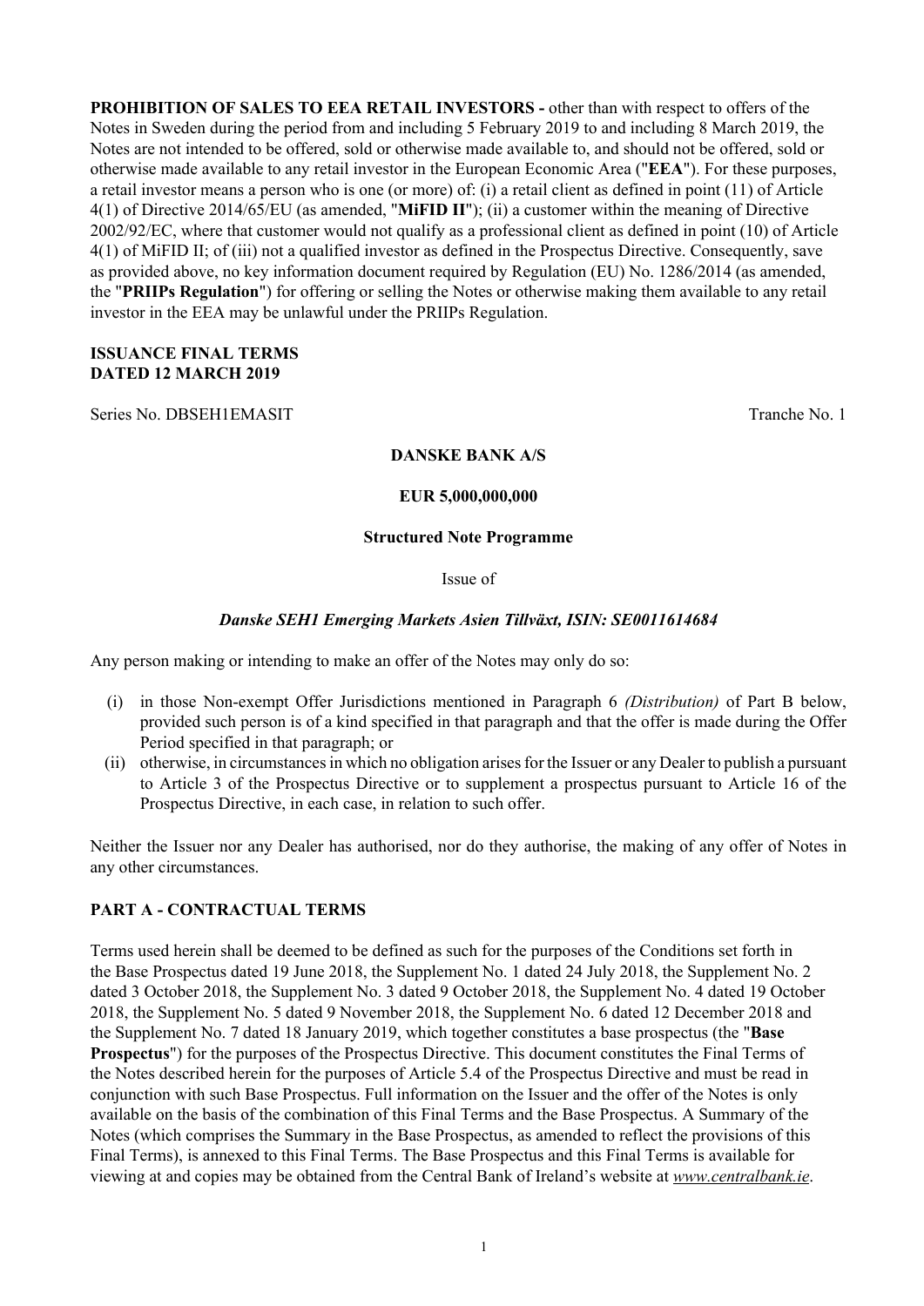**PROHIBITION OF SALES TO EEA RETAIL INVESTORS -** other than with respect to offers of the Notes in Sweden during the period from and including 5 February 2019 to and including 8 March 2019, the Notes are not intended to be offered, sold or otherwise made available to, and should not be offered, sold or otherwise made available to any retail investor in the European Economic Area ("**EEA**"). For these purposes, a retail investor means a person who is one (or more) of: (i) a retail client as defined in point (11) of Article 4(1) of Directive 2014/65/EU (as amended, "**MiFID II**"); (ii) a customer within the meaning of Directive 2002/92/EC, where that customer would not qualify as a professional client as defined in point (10) of Article 4(1) of MiFID II; of (iii) not a qualified investor as defined in the Prospectus Directive. Consequently, save as provided above, no key information document required by Regulation (EU) No. 1286/2014 (as amended, the "**PRIIPs Regulation**") for offering or selling the Notes or otherwise making them available to any retail investor in the EEA may be unlawful under the PRIIPs Regulation.

**ISSUANCE FINAL TERMS**
**DATED 12 MARCH 2019**

Series No. DBSEH1EMASIT Tranche No. 1

**DANSKE BANK A/S**

**EUR 5,000,000,000**

**Structured Note Programme**

Issue of

***Danske SEH1 Emerging Markets Asien Tillväxt, ISIN: SE0011614684***

Any person making or intending to make an offer of the Notes may only do so:

(i) in those Non-exempt Offer Jurisdictions mentioned in Paragraph 6 *(Distribution)* of Part B below, provided such person is of a kind specified in that paragraph and that the offer is made during the Offer Period specified in that paragraph; or
(ii) otherwise, in circumstances in which no obligation arises for the Issuer or any Dealer to publish a pursuant to Article 3 of the Prospectus Directive or to supplement a prospectus pursuant to Article 16 of the Prospectus Directive, in each case, in relation to such offer.

Neither the Issuer nor any Dealer has authorised, nor do they authorise, the making of any offer of Notes in any other circumstances.

## PART A - CONTRACTUAL TERMS

Terms used herein shall be deemed to be defined as such for the purposes of the Conditions set forth in the Base Prospectus dated 19 June 2018, the Supplement No. 1 dated 24 July 2018, the Supplement No. 2 dated 3 October 2018, the Supplement No. 3 dated 9 October 2018, the Supplement No. 4 dated 19 October 2018, the Supplement No. 5 dated 9 November 2018, the Supplement No. 6 dated 12 December 2018 and the Supplement No. 7 dated 18 January 2019, which together constitutes a base prospectus (the "**Base Prospectus**") for the purposes of the Prospectus Directive. This document constitutes the Final Terms of the Notes described herein for the purposes of Article 5.4 of the Prospectus Directive and must be read in conjunction with such Base Prospectus. Full information on the Issuer and the offer of the Notes is only available on the basis of the combination of this Final Terms and the Base Prospectus. A Summary of the Notes (which comprises the Summary in the Base Prospectus, as amended to reflect the provisions of this Final Terms), is annexed to this Final Terms. The Base Prospectus and this Final Terms is available for viewing at and copies may be obtained from the Central Bank of Ireland's website at *www.centralbank.ie*.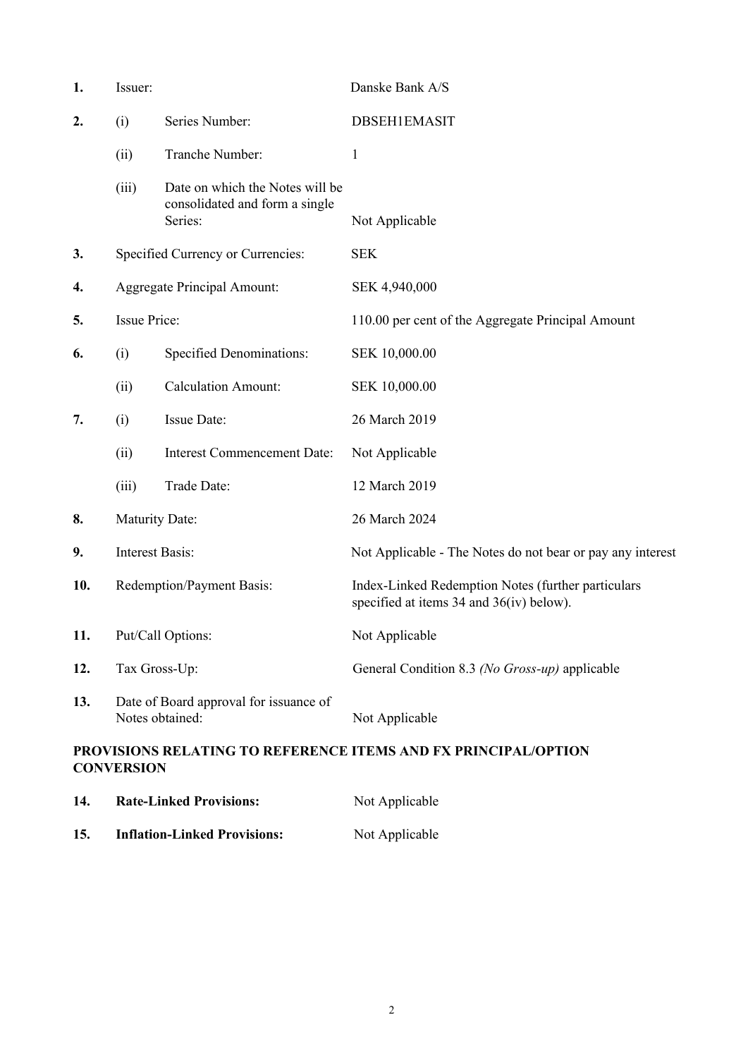| | | | |
|---|---|---|---|
| **1.** | Issuer: | | Danske Bank A/S |
| **2.** | (i) | Series Number: | DBSEH1EMASIT |
| | (ii) | Tranche Number: | 1 |
| | (iii) | Date on which the Notes will be consolidated and form a single Series: | Not Applicable |
| **3.** | Specified Currency or Currencies: | | SEK |
| **4.** | Aggregate Principal Amount: | | SEK 4,940,000 |
| **5.** | Issue Price: | | 110.00 per cent of the Aggregate Principal Amount |
| **6.** | (i) | Specified Denominations: | SEK 10,000.00 |
| | (ii) | Calculation Amount: | SEK 10,000.00 |
| **7.** | (i) | Issue Date: | 26 March 2019 |
| | (ii) | Interest Commencement Date: | Not Applicable |
| | (iii) | Trade Date: | 12 March 2019 |
| **8.** | Maturity Date: | | 26 March 2024 |
| **9.** | Interest Basis: | | Not Applicable - The Notes do not bear or pay any interest |
| **10.** | Redemption/Payment Basis: | | Index-Linked Redemption Notes (further particulars specified at items 34 and 36(iv) below). |
| **11.** | Put/Call Options: | | Not Applicable |
| **12.** | Tax Gross-Up: | | General Condition 8.3 *(No Gross-up)* applicable |
| **13.** | Date of Board approval for issuance of Notes obtained: | | Not Applicable |

**PROVISIONS RELATING TO REFERENCE ITEMS AND FX PRINCIPAL/OPTION CONVERSION**

| | | |
|---|---|---|
| **14.** | **Rate-Linked Provisions:** | Not Applicable |
| **15.** | **Inflation-Linked Provisions:** | Not Applicable |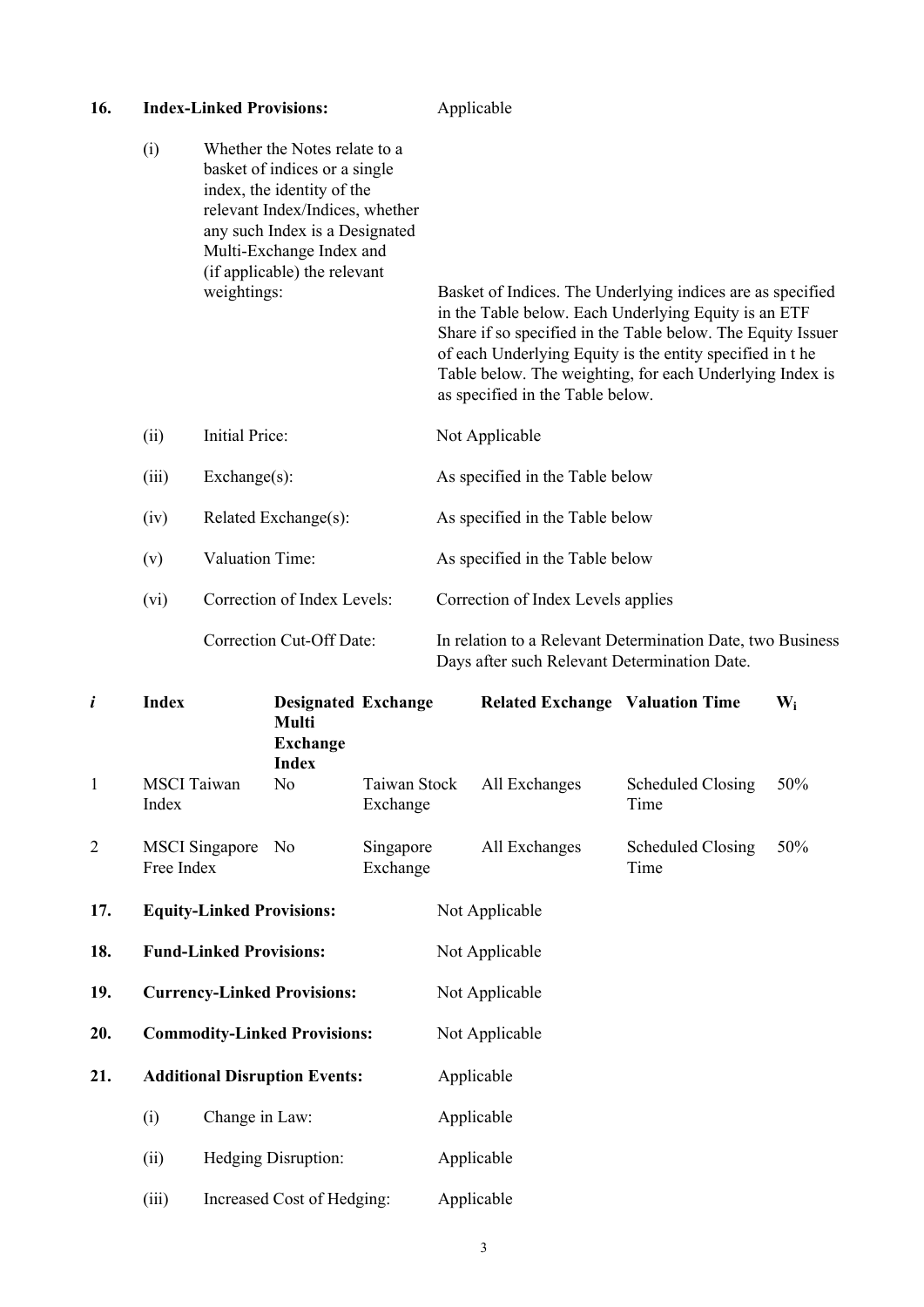**16. Index-Linked Provisions:** Applicable

(i) Whether the Notes relate to a basket of indices or a single index, the identity of the relevant Index/Indices, whether any such Index is a Designated Multi-Exchange Index and (if applicable) the relevant weightings: Basket of Indices. The Underlying indices are as specified in the Table below. Each Underlying Equity is an ETF Share if so specified in the Table below. The Equity Issuer of each Underlying Equity is the entity specified in t he Table below. The weighting, for each Underlying Index is as specified in the Table below.

(ii) Initial Price: Not Applicable

(iii) Exchange(s): As specified in the Table below

(iv) Related Exchange(s): As specified in the Table below

(v) Valuation Time: As specified in the Table below

(vi) Correction of Index Levels: Correction of Index Levels applies

Correction Cut-Off Date: In relation to a Relevant Determination Date, two Business Days after such Relevant Determination Date.

| *i* | Index | Designated Multi Exchange Index | Exchange | Related Exchange | Valuation Time | $W_i$ |
|---|---|---|---|---|---|---|
| 1 | MSCI Taiwan Index | No | Taiwan Stock Exchange | All Exchanges | Scheduled Closing Time | 50% |
| 2 | MSCI Singapore Free Index | No | Singapore Exchange | All Exchanges | Scheduled Closing Time | 50% |

**17. Equity-Linked Provisions:** Not Applicable

**18. Fund-Linked Provisions:** Not Applicable

**19. Currency-Linked Provisions:** Not Applicable

**20. Commodity-Linked Provisions:** Not Applicable

**21. Additional Disruption Events:** Applicable

(i) Change in Law: Applicable

(ii) Hedging Disruption: Applicable

(iii) Increased Cost of Hedging: Applicable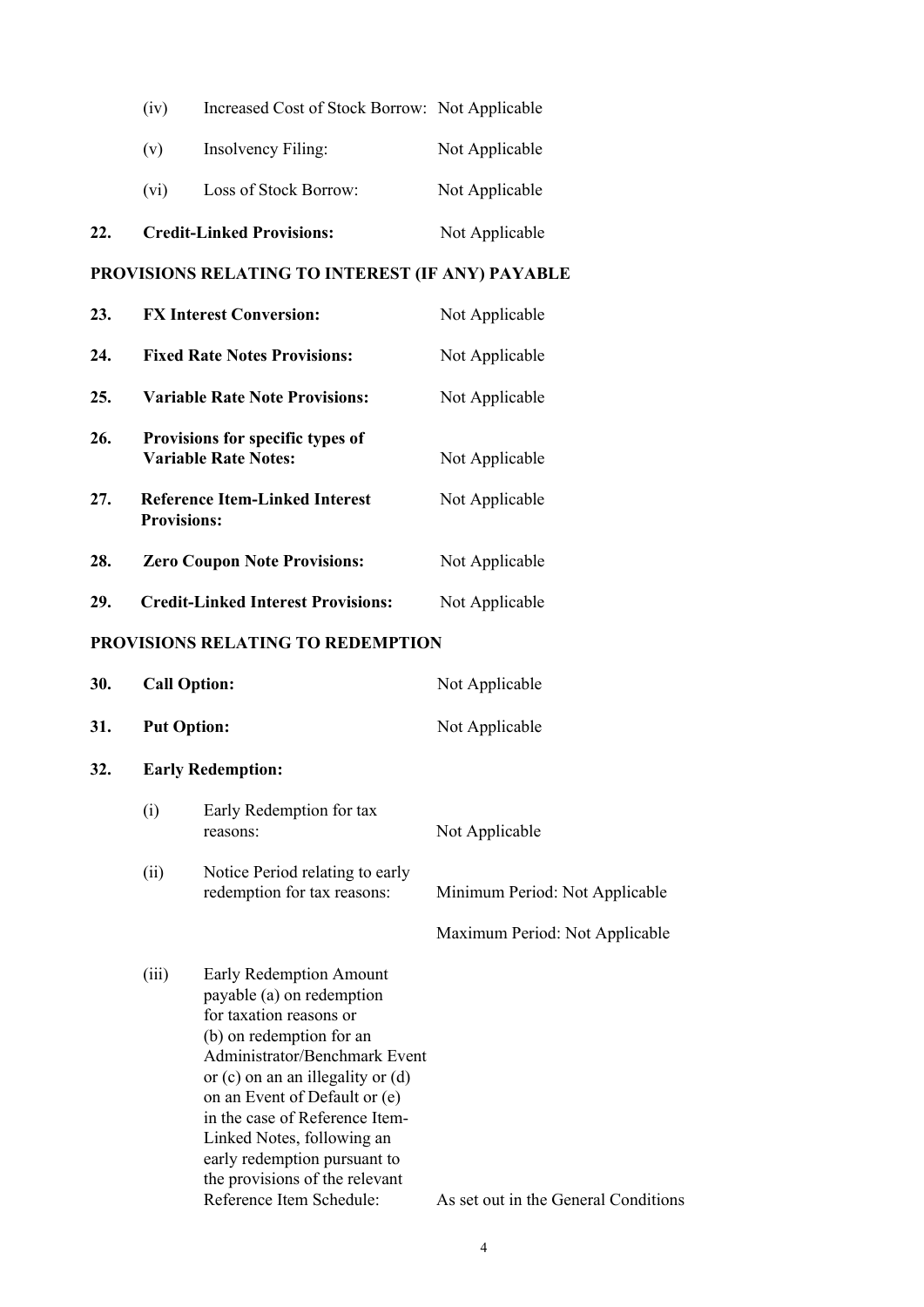| | | | |
|---|---|---|---|
| | (iv) | Increased Cost of Stock Borrow: | Not Applicable |
| | (v) | Insolvency Filing: | Not Applicable |
| | (vi) | Loss of Stock Borrow: | Not Applicable |
| **22.** | **Credit-Linked Provisions:** | | Not Applicable |

**PROVISIONS RELATING TO INTEREST (IF ANY) PAYABLE**

| | | |
|---|---|---|
| **23.** | **FX Interest Conversion:** | Not Applicable |
| **24.** | **Fixed Rate Notes Provisions:** | Not Applicable |
| **25.** | **Variable Rate Note Provisions:** | Not Applicable |
| **26.** | **Provisions for specific types of Variable Rate Notes:** | Not Applicable |
| **27.** | **Reference Item-Linked Interest Provisions:** | Not Applicable |
| **28.** | **Zero Coupon Note Provisions:** | Not Applicable |
| **29.** | **Credit-Linked Interest Provisions:** | Not Applicable |

**PROVISIONS RELATING TO REDEMPTION**

| | | | |
|---|---|---|---|
| **30.** | **Call Option:** | | Not Applicable |
| **31.** | **Put Option:** | | Not Applicable |
| **32.** | **Early Redemption:** | | |
| | (i) | Early Redemption for tax reasons: | Not Applicable |
| | (ii) | Notice Period relating to early redemption for tax reasons: | Minimum Period: Not Applicable<br>Maximum Period: Not Applicable |
| | (iii) | Early Redemption Amount payable (a) on redemption for taxation reasons or (b) on redemption for an Administrator/Benchmark Event or (c) on an an illegality or (d) on an Event of Default or (e) in the case of Reference Item-Linked Notes, following an early redemption pursuant to the provisions of the relevant Reference Item Schedule: | As set out in the General Conditions |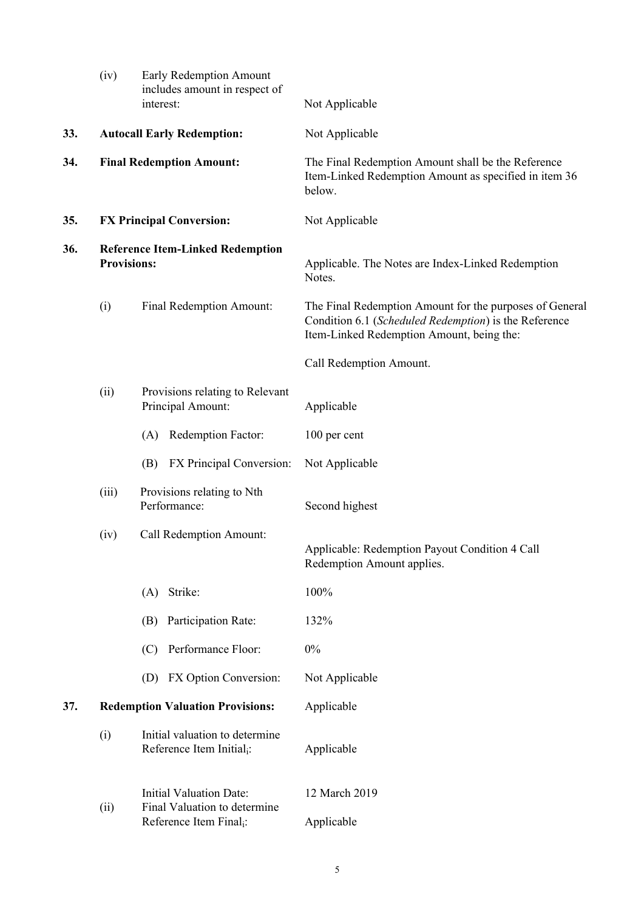| | | |
|---|---|---|
| | (iv) Early Redemption Amount includes amount in respect of interest: | Not Applicable |
| **33.** | **Autocall Early Redemption:** | Not Applicable |
| **34.** | **Final Redemption Amount:** | The Final Redemption Amount shall be the Reference Item-Linked Redemption Amount as specified in item 36 below. |
| **35.** | **FX Principal Conversion:** | Not Applicable |
| **36.** | **Reference Item-Linked Redemption Provisions:** | Applicable. The Notes are Index-Linked Redemption Notes. |
| | (i) Final Redemption Amount: | The Final Redemption Amount for the purposes of General Condition 6.1 (*Scheduled Redemption*) is the Reference Item-Linked Redemption Amount, being the:<br><br>Call Redemption Amount. |
| | (ii) Provisions relating to Relevant Principal Amount: | Applicable |
| | (A) Redemption Factor: | 100 per cent |
| | (B) FX Principal Conversion: | Not Applicable |
| | (iii) Provisions relating to Nth Performance: | Second highest |
| | (iv) Call Redemption Amount: | Applicable: Redemption Payout Condition 4 Call Redemption Amount applies. |
| | (A) Strike: | 100% |
| | (B) Participation Rate: | 132% |
| | (C) Performance Floor: | 0% |
| | (D) FX Option Conversion: | Not Applicable |
| **37.** | **Redemption Valuation Provisions:** | Applicable |
| | (i) Initial valuation to determine Reference Item $Initial_i$: | Applicable |
| | Initial Valuation Date: | 12 March 2019 |
| | (ii) Final Valuation to determine Reference Item $Final_i$: | Applicable |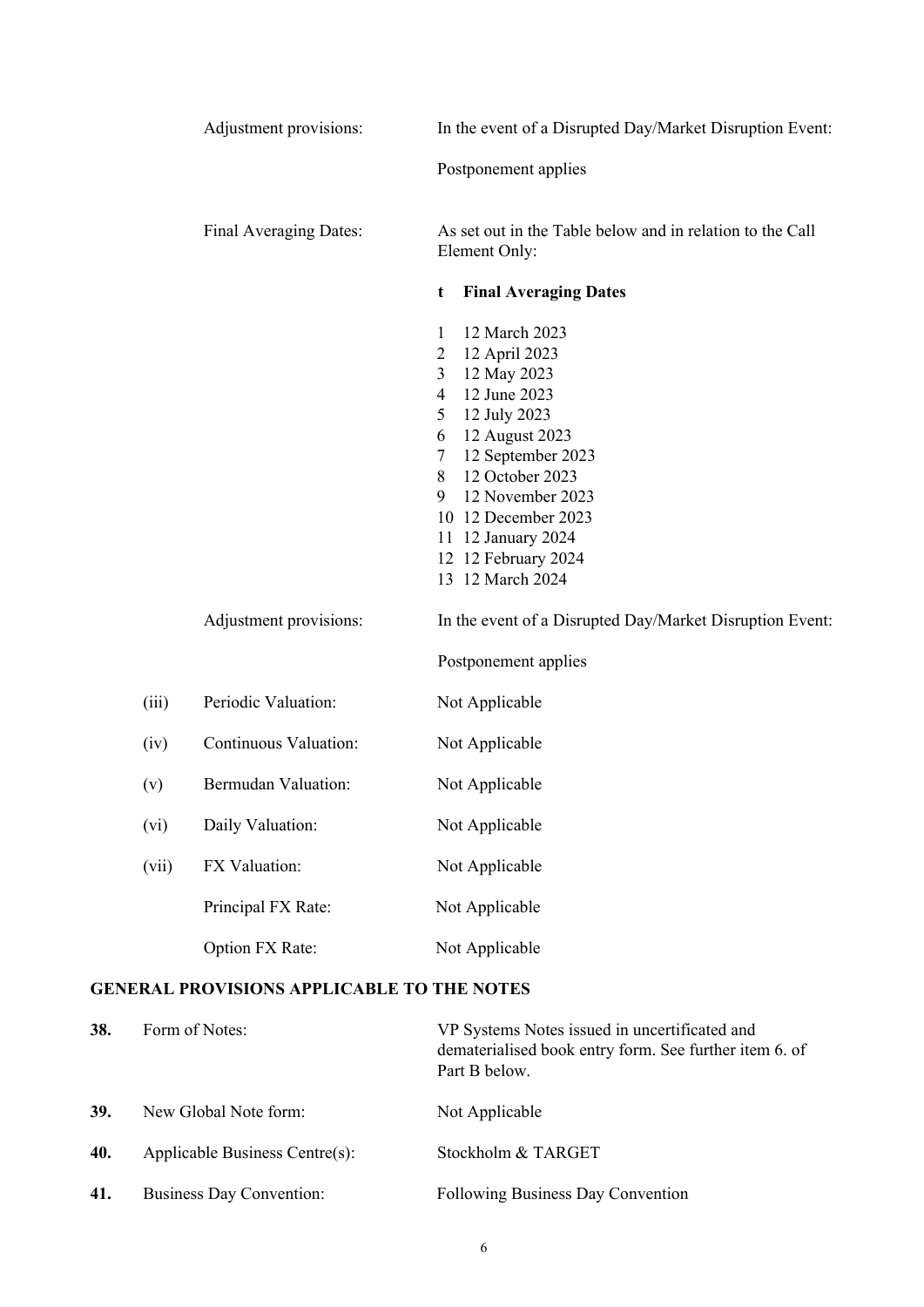| | | |
|---|---|---|
| | Adjustment provisions: | In the event of a Disrupted Day/Market Disruption Event:<br><br>Postponement applies |
| | Final Averaging Dates: | As set out in the Table below and in relation to the Call Element Only: |

| t | Final Averaging Dates |
|---|---|
| 1 | 12 March 2023 |
| 2 | 12 April 2023 |
| 3 | 12 May 2023 |
| 4 | 12 June 2023 |
| 5 | 12 July 2023 |
| 6 | 12 August 2023 |
| 7 | 12 September 2023 |
| 8 | 12 October 2023 |
| 9 | 12 November 2023 |
| 10 | 12 December 2023 |
| 11 | 12 January 2024 |
| 12 | 12 February 2024 |
| 13 | 12 March 2024 |

| | | |
|---|---|---|
| | Adjustment provisions: | In the event of a Disrupted Day/Market Disruption Event:<br><br>Postponement applies |
| (iii) | Periodic Valuation: | Not Applicable |
| (iv) | Continuous Valuation: | Not Applicable |
| (v) | Bermudan Valuation: | Not Applicable |
| (vi) | Daily Valuation: | Not Applicable |
| (vii) | FX Valuation: | Not Applicable |
| | Principal FX Rate: | Not Applicable |
| | Option FX Rate: | Not Applicable |

**GENERAL PROVISIONS APPLICABLE TO THE NOTES**

| | | |
|---|---|---|
| **38.** | Form of Notes: | VP Systems Notes issued in uncertificated and dematerialised book entry form. See further item 6. of Part B below. |
| **39.** | New Global Note form: | Not Applicable |
| **40.** | Applicable Business Centre(s): | Stockholm & TARGET |
| **41.** | Business Day Convention: | Following Business Day Convention |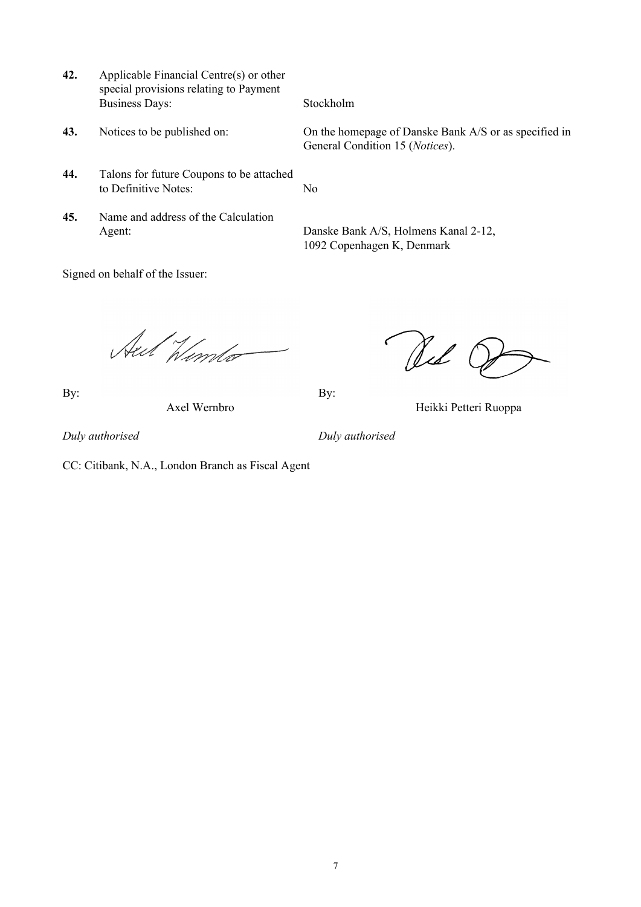| | | |
|---|---|---|
| **42.** | Applicable Financial Centre(s) or other special provisions relating to Payment Business Days: | Stockholm |
| **43.** | Notices to be published on: | On the homepage of Danske Bank A/S or as specified in General Condition 15 (*Notices*). |
| **44.** | Talons for future Coupons to be attached to Definitive Notes: | No |
| **45.** | Name and address of the Calculation Agent: | Danske Bank A/S, Holmens Kanal 2-12, 1092 Copenhagen K, Denmark |

Signed on behalf of the Issuer:

| | |
|---|---|
| By: Axel Wernbro | By: Heikki Petteri Ruoppa |
| *Duly authorised* | *Duly authorised* |

CC: Citibank, N.A., London Branch as Fiscal Agent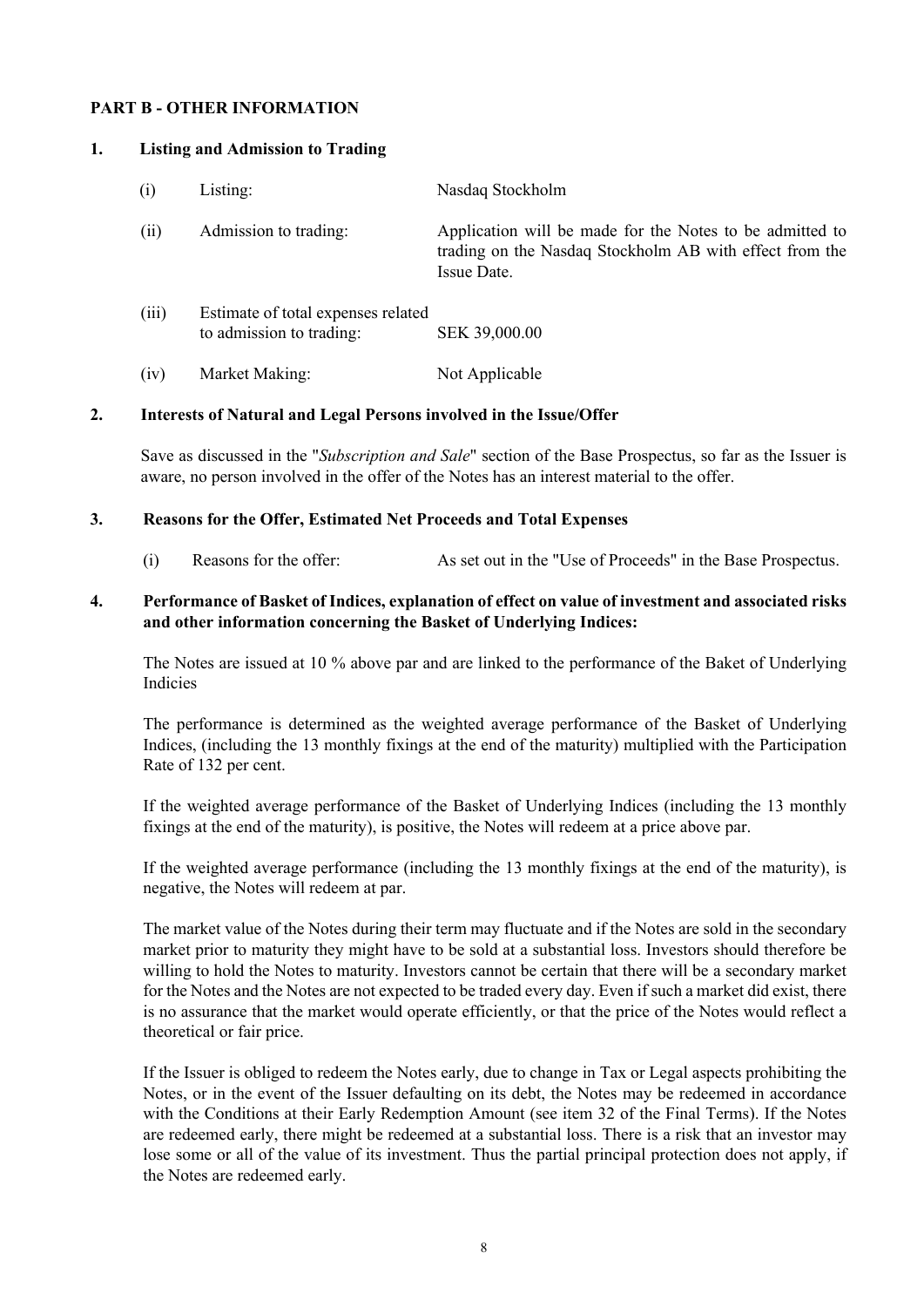## PART B - OTHER INFORMATION

### 1. Listing and Admission to Trading

| | | |
|---|---|---|
| (i) | Listing: | Nasdaq Stockholm |
| (ii) | Admission to trading: | Application will be made for the Notes to be admitted to trading on the Nasdaq Stockholm AB with effect from the Issue Date. |
| (iii) | Estimate of total expenses related to admission to trading: | SEK 39,000.00 |
| (iv) | Market Making: | Not Applicable |

### 2. Interests of Natural and Legal Persons involved in the Issue/Offer

Save as discussed in the "*Subscription and Sale*" section of the Base Prospectus, so far as the Issuer is aware, no person involved in the offer of the Notes has an interest material to the offer.

### 3. Reasons for the Offer, Estimated Net Proceeds and Total Expenses

| | | |
|---|---|---|
| (i) | Reasons for the offer: | As set out in the "Use of Proceeds" in the Base Prospectus. |

### 4. Performance of Basket of Indices, explanation of effect on value of investment and associated risks and other information concerning the Basket of Underlying Indices:

The Notes are issued at 10 % above par and are linked to the performance of the Baket of Underlying Indicies

The performance is determined as the weighted average performance of the Basket of Underlying Indices, (including the 13 monthly fixings at the end of the maturity) multiplied with the Participation Rate of 132 per cent.

If the weighted average performance of the Basket of Underlying Indices (including the 13 monthly fixings at the end of the maturity), is positive, the Notes will redeem at a price above par.

If the weighted average performance (including the 13 monthly fixings at the end of the maturity), is negative, the Notes will redeem at par.

The market value of the Notes during their term may fluctuate and if the Notes are sold in the secondary market prior to maturity they might have to be sold at a substantial loss. Investors should therefore be willing to hold the Notes to maturity. Investors cannot be certain that there will be a secondary market for the Notes and the Notes are not expected to be traded every day. Even if such a market did exist, there is no assurance that the market would operate efficiently, or that the price of the Notes would reflect a theoretical or fair price.

If the Issuer is obliged to redeem the Notes early, due to change in Tax or Legal aspects prohibiting the Notes, or in the event of the Issuer defaulting on its debt, the Notes may be redeemed in accordance with the Conditions at their Early Redemption Amount (see item 32 of the Final Terms). If the Notes are redeemed early, there might be redeemed at a substantial loss. There is a risk that an investor may lose some or all of the value of its investment. Thus the partial principal protection does not apply, if the Notes are redeemed early.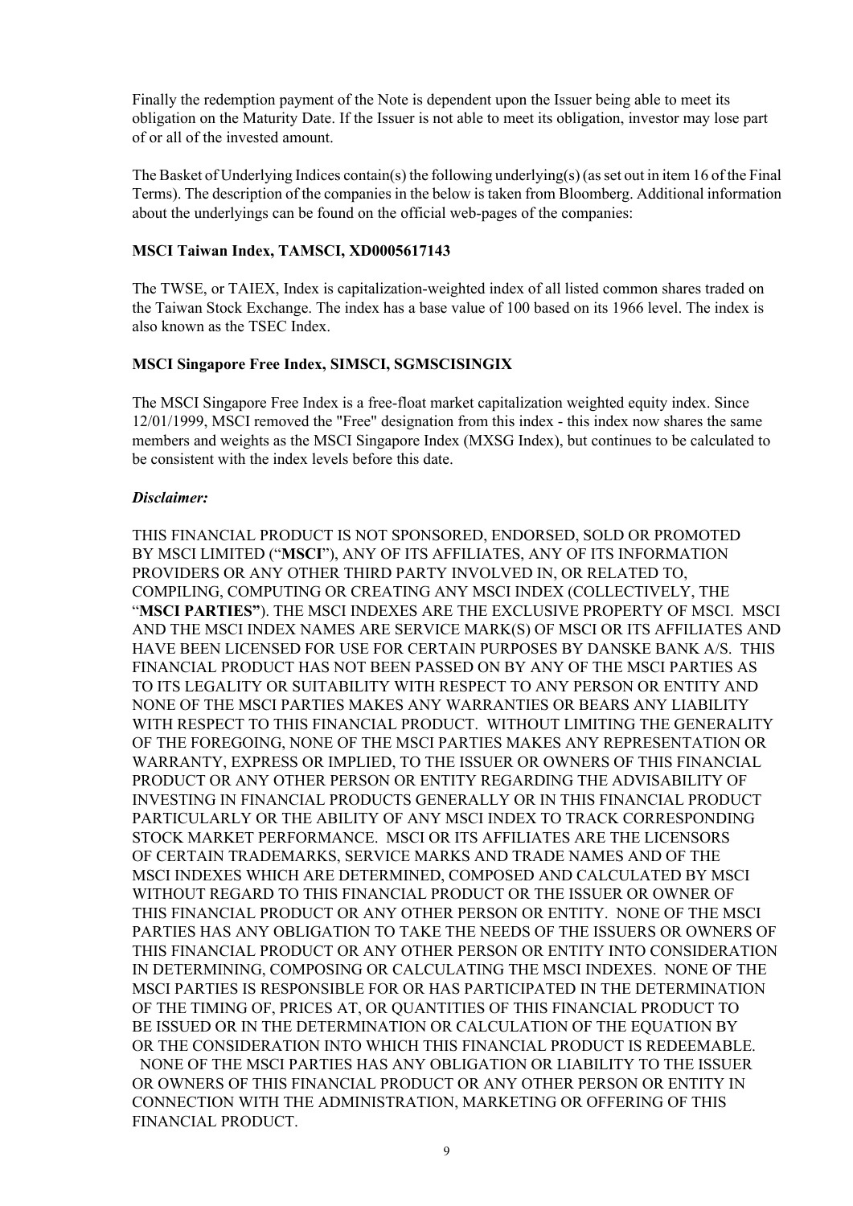Finally the redemption payment of the Note is dependent upon the Issuer being able to meet its obligation on the Maturity Date. If the Issuer is not able to meet its obligation, investor may lose part of or all of the invested amount.

The Basket of Underlying Indices contain(s) the following underlying(s) (as set out in item 16 of the Final Terms). The description of the companies in the below is taken from Bloomberg. Additional information about the underlyings can be found on the official web-pages of the companies:

**MSCI Taiwan Index, TAMSCI, XD0005617143**

The TWSE, or TAIEX, Index is capitalization-weighted index of all listed common shares traded on the Taiwan Stock Exchange. The index has a base value of 100 based on its 1966 level. The index is also known as the TSEC Index.

**MSCI Singapore Free Index, SIMSCI, SGMSCISINGIX**

The MSCI Singapore Free Index is a free-float market capitalization weighted equity index. Since 12/01/1999, MSCI removed the "Free" designation from this index - this index now shares the same members and weights as the MSCI Singapore Index (MXSG Index), but continues to be calculated to be consistent with the index levels before this date.

***Disclaimer:***

THIS FINANCIAL PRODUCT IS NOT SPONSORED, ENDORSED, SOLD OR PROMOTED BY MSCI LIMITED ("**MSCI**"), ANY OF ITS AFFILIATES, ANY OF ITS INFORMATION PROVIDERS OR ANY OTHER THIRD PARTY INVOLVED IN, OR RELATED TO, COMPILING, COMPUTING OR CREATING ANY MSCI INDEX (COLLECTIVELY, THE "**MSCI PARTIES"**). THE MSCI INDEXES ARE THE EXCLUSIVE PROPERTY OF MSCI. MSCI AND THE MSCI INDEX NAMES ARE SERVICE MARK(S) OF MSCI OR ITS AFFILIATES AND HAVE BEEN LICENSED FOR USE FOR CERTAIN PURPOSES BY DANSKE BANK A/S. THIS FINANCIAL PRODUCT HAS NOT BEEN PASSED ON BY ANY OF THE MSCI PARTIES AS TO ITS LEGALITY OR SUITABILITY WITH RESPECT TO ANY PERSON OR ENTITY AND NONE OF THE MSCI PARTIES MAKES ANY WARRANTIES OR BEARS ANY LIABILITY WITH RESPECT TO THIS FINANCIAL PRODUCT. WITHOUT LIMITING THE GENERALITY OF THE FOREGOING, NONE OF THE MSCI PARTIES MAKES ANY REPRESENTATION OR WARRANTY, EXPRESS OR IMPLIED, TO THE ISSUER OR OWNERS OF THIS FINANCIAL PRODUCT OR ANY OTHER PERSON OR ENTITY REGARDING THE ADVISABILITY OF INVESTING IN FINANCIAL PRODUCTS GENERALLY OR IN THIS FINANCIAL PRODUCT PARTICULARLY OR THE ABILITY OF ANY MSCI INDEX TO TRACK CORRESPONDING STOCK MARKET PERFORMANCE. MSCI OR ITS AFFILIATES ARE THE LICENSORS OF CERTAIN TRADEMARKS, SERVICE MARKS AND TRADE NAMES AND OF THE MSCI INDEXES WHICH ARE DETERMINED, COMPOSED AND CALCULATED BY MSCI WITHOUT REGARD TO THIS FINANCIAL PRODUCT OR THE ISSUER OR OWNER OF THIS FINANCIAL PRODUCT OR ANY OTHER PERSON OR ENTITY. NONE OF THE MSCI PARTIES HAS ANY OBLIGATION TO TAKE THE NEEDS OF THE ISSUERS OR OWNERS OF THIS FINANCIAL PRODUCT OR ANY OTHER PERSON OR ENTITY INTO CONSIDERATION IN DETERMINING, COMPOSING OR CALCULATING THE MSCI INDEXES. NONE OF THE MSCI PARTIES IS RESPONSIBLE FOR OR HAS PARTICIPATED IN THE DETERMINATION OF THE TIMING OF, PRICES AT, OR QUANTITIES OF THIS FINANCIAL PRODUCT TO BE ISSUED OR IN THE DETERMINATION OR CALCULATION OF THE EQUATION BY OR THE CONSIDERATION INTO WHICH THIS FINANCIAL PRODUCT IS REDEEMABLE. NONE OF THE MSCI PARTIES HAS ANY OBLIGATION OR LIABILITY TO THE ISSUER OR OWNERS OF THIS FINANCIAL PRODUCT OR ANY OTHER PERSON OR ENTITY IN CONNECTION WITH THE ADMINISTRATION, MARKETING OR OFFERING OF THIS FINANCIAL PRODUCT.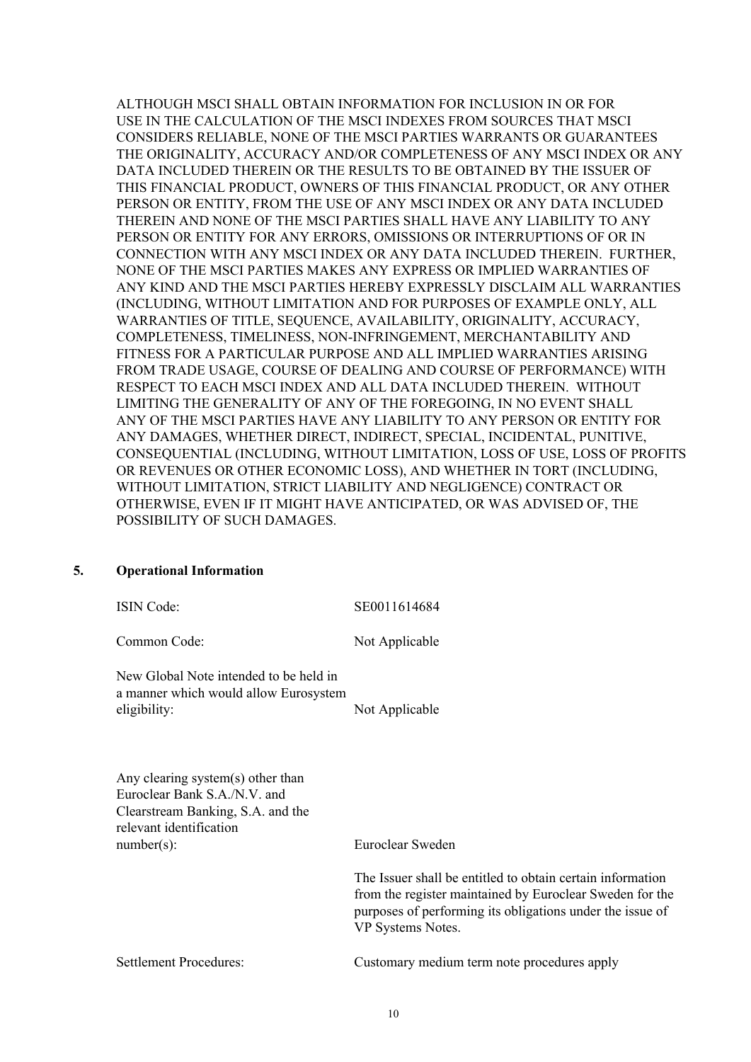ALTHOUGH MSCI SHALL OBTAIN INFORMATION FOR INCLUSION IN OR FOR USE IN THE CALCULATION OF THE MSCI INDEXES FROM SOURCES THAT MSCI CONSIDERS RELIABLE, NONE OF THE MSCI PARTIES WARRANTS OR GUARANTEES THE ORIGINALITY, ACCURACY AND/OR COMPLETENESS OF ANY MSCI INDEX OR ANY DATA INCLUDED THEREIN OR THE RESULTS TO BE OBTAINED BY THE ISSUER OF THIS FINANCIAL PRODUCT, OWNERS OF THIS FINANCIAL PRODUCT, OR ANY OTHER PERSON OR ENTITY, FROM THE USE OF ANY MSCI INDEX OR ANY DATA INCLUDED THEREIN AND NONE OF THE MSCI PARTIES SHALL HAVE ANY LIABILITY TO ANY PERSON OR ENTITY FOR ANY ERRORS, OMISSIONS OR INTERRUPTIONS OF OR IN CONNECTION WITH ANY MSCI INDEX OR ANY DATA INCLUDED THEREIN. FURTHER, NONE OF THE MSCI PARTIES MAKES ANY EXPRESS OR IMPLIED WARRANTIES OF ANY KIND AND THE MSCI PARTIES HEREBY EXPRESSLY DISCLAIM ALL WARRANTIES (INCLUDING, WITHOUT LIMITATION AND FOR PURPOSES OF EXAMPLE ONLY, ALL WARRANTIES OF TITLE, SEQUENCE, AVAILABILITY, ORIGINALITY, ACCURACY, COMPLETENESS, TIMELINESS, NON-INFRINGEMENT, MERCHANTABILITY AND FITNESS FOR A PARTICULAR PURPOSE AND ALL IMPLIED WARRANTIES ARISING FROM TRADE USAGE, COURSE OF DEALING AND COURSE OF PERFORMANCE) WITH RESPECT TO EACH MSCI INDEX AND ALL DATA INCLUDED THEREIN. WITHOUT LIMITING THE GENERALITY OF ANY OF THE FOREGOING, IN NO EVENT SHALL ANY OF THE MSCI PARTIES HAVE ANY LIABILITY TO ANY PERSON OR ENTITY FOR ANY DAMAGES, WHETHER DIRECT, INDIRECT, SPECIAL, INCIDENTAL, PUNITIVE, CONSEQUENTIAL (INCLUDING, WITHOUT LIMITATION, LOSS OF USE, LOSS OF PROFITS OR REVENUES OR OTHER ECONOMIC LOSS), AND WHETHER IN TORT (INCLUDING, WITHOUT LIMITATION, STRICT LIABILITY AND NEGLIGENCE) CONTRACT OR OTHERWISE, EVEN IF IT MIGHT HAVE ANTICIPATED, OR WAS ADVISED OF, THE POSSIBILITY OF SUCH DAMAGES.

## 5. Operational Information

| | |
|---|---|
| ISIN Code: | SE0011614684 |
| Common Code: | Not Applicable |
| New Global Note intended to be held in a manner which would allow Eurosystem eligibility: | Not Applicable |
| Any clearing system(s) other than Euroclear Bank S.A./N.V. and Clearstream Banking, S.A. and the relevant identification number(s): | Euroclear Sweden<br><br>The Issuer shall be entitled to obtain certain information from the register maintained by Euroclear Sweden for the purposes of performing its obligations under the issue of VP Systems Notes. |
| Settlement Procedures: | Customary medium term note procedures apply |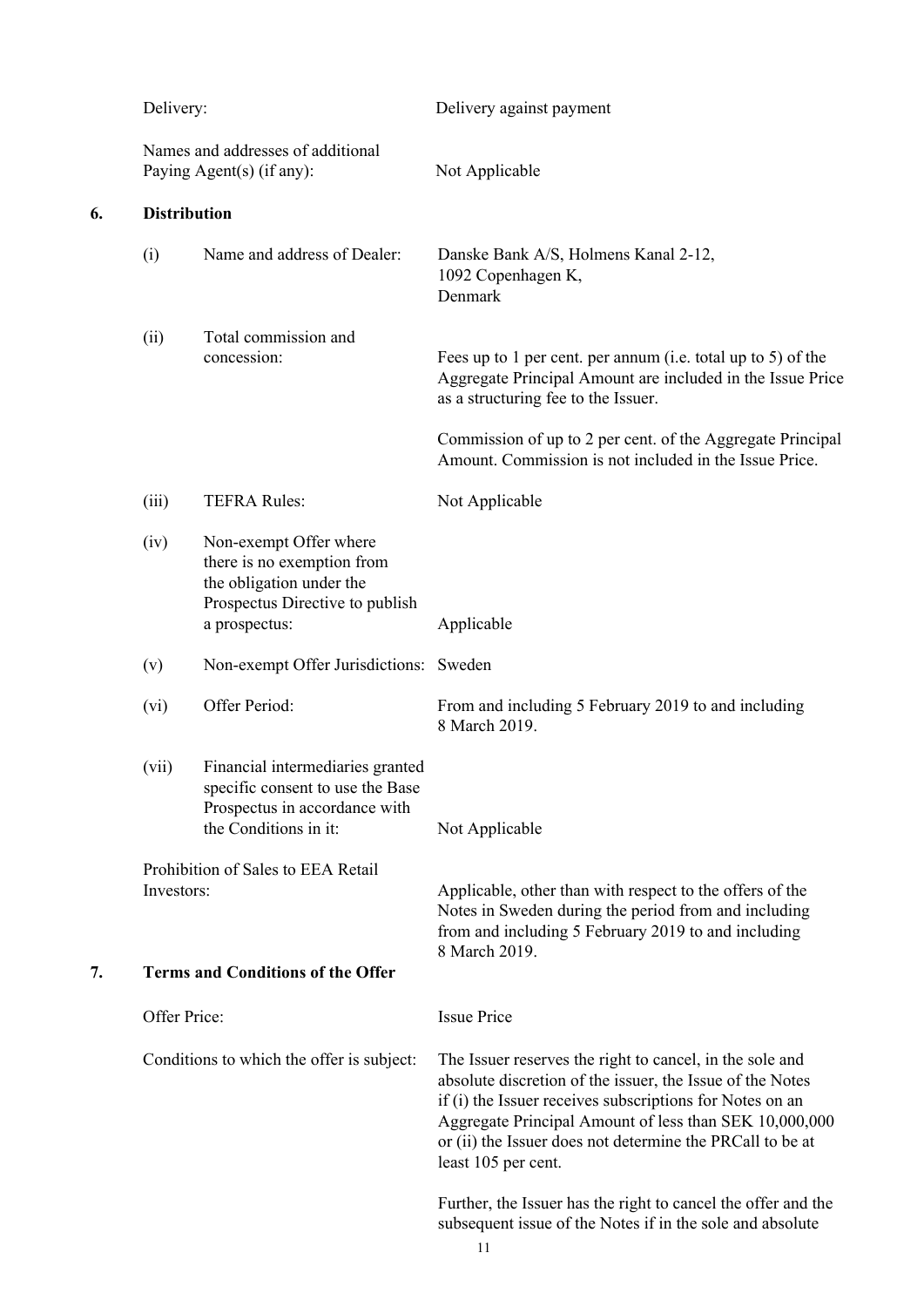Delivery: Delivery against payment

Names and addresses of additional Paying Agent(s) (if any): Not Applicable

## 6. Distribution

(i) Name and address of Dealer: Danske Bank A/S, Holmens Kanal 2-12, 1092 Copenhagen K, Denmark

(ii) Total commission and concession: Fees up to 1 per cent. per annum (i.e. total up to 5) of the Aggregate Principal Amount are included in the Issue Price as a structuring fee to the Issuer.

Commission of up to 2 per cent. of the Aggregate Principal Amount. Commission is not included in the Issue Price.

(iii) TEFRA Rules: Not Applicable

(iv) Non-exempt Offer where there is no exemption from the obligation under the Prospectus Directive to publish a prospectus: Applicable

(v) Non-exempt Offer Jurisdictions: Sweden

(vi) Offer Period: From and including 5 February 2019 to and including 8 March 2019.

(vii) Financial intermediaries granted specific consent to use the Base Prospectus in accordance with the Conditions in it: Not Applicable

Prohibition of Sales to EEA Retail Investors: Applicable, other than with respect to the offers of the Notes in Sweden during the period from and including from and including 5 February 2019 to and including 8 March 2019.

## 7. Terms and Conditions of the Offer

Offer Price: Issue Price

Conditions to which the offer is subject: The Issuer reserves the right to cancel, in the sole and absolute discretion of the issuer, the Issue of the Notes if (i) the Issuer receives subscriptions for Notes on an Aggregate Principal Amount of less than SEK 10,000,000 or (ii) the Issuer does not determine the PRCall to be at least 105 per cent.

Further, the Issuer has the right to cancel the offer and the subsequent issue of the Notes if in the sole and absolute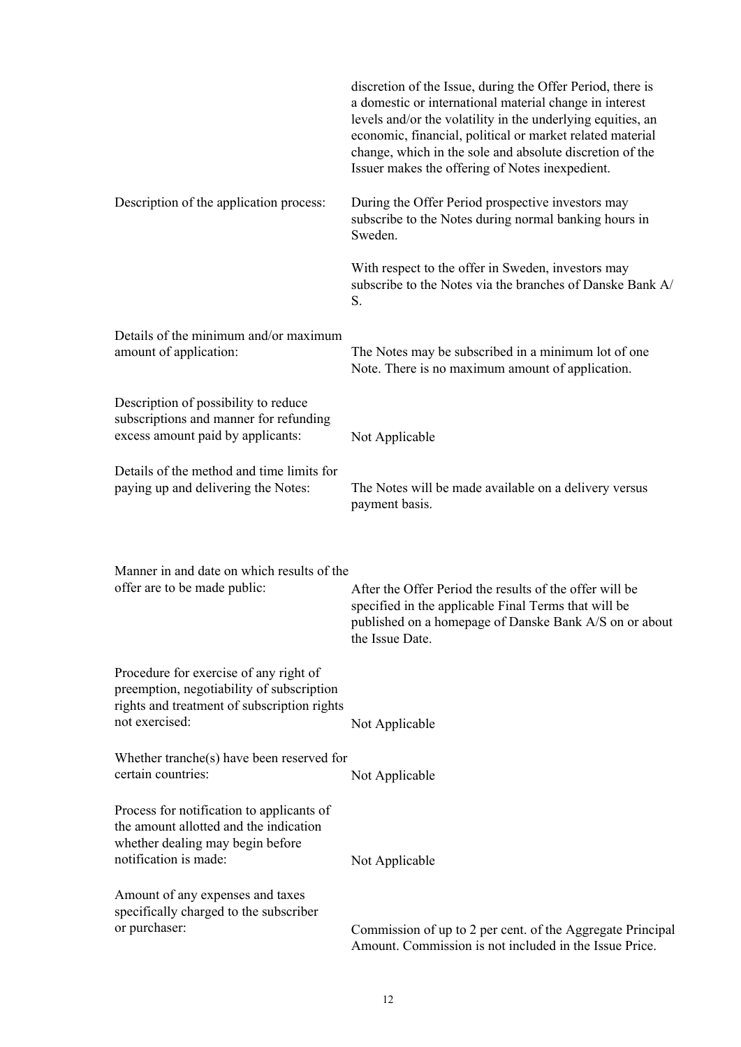| | |
|---|---|
| | discretion of the Issue, during the Offer Period, there is a domestic or international material change in interest levels and/or the volatility in the underlying equities, an economic, financial, political or market related material change, which in the sole and absolute discretion of the Issuer makes the offering of Notes inexpedient. |
| Description of the application process: | During the Offer Period prospective investors may subscribe to the Notes during normal banking hours in Sweden.<br><br>With respect to the offer in Sweden, investors may subscribe to the Notes via the branches of Danske Bank A/S. |
| Details of the minimum and/or maximum amount of application: | The Notes may be subscribed in a minimum lot of one Note. There is no maximum amount of application. |
| Description of possibility to reduce subscriptions and manner for refunding excess amount paid by applicants: | Not Applicable |
| Details of the method and time limits for paying up and delivering the Notes: | The Notes will be made available on a delivery versus payment basis. |
| Manner in and date on which results of the offer are to be made public: | After the Offer Period the results of the offer will be specified in the applicable Final Terms that will be published on a homepage of Danske Bank A/S on or about the Issue Date. |
| Procedure for exercise of any right of preemption, negotiability of subscription rights and treatment of subscription rights not exercised: | Not Applicable |
| Whether tranche(s) have been reserved for certain countries: | Not Applicable |
| Process for notification to applicants of the amount allotted and the indication whether dealing may begin before notification is made: | Not Applicable |
| Amount of any expenses and taxes specifically charged to the subscriber or purchaser: | Commission of up to 2 per cent. of the Aggregate Principal Amount. Commission is not included in the Issue Price. |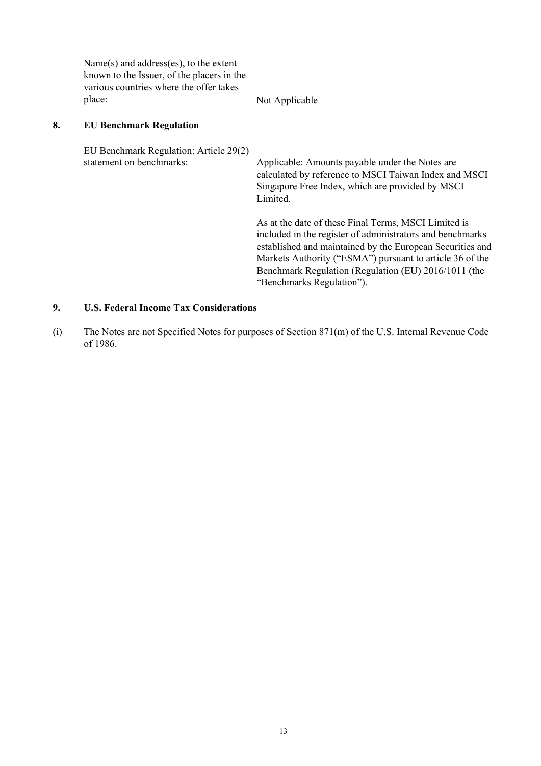| | |
|---|---|
| Name(s) and address(es), to the extent known to the Issuer, of the placers in the various countries where the offer takes place: | Not Applicable |

## 8. EU Benchmark Regulation

| | |
|---|---|
| EU Benchmark Regulation: Article 29(2) statement on benchmarks: | Applicable: Amounts payable under the Notes are calculated by reference to MSCI Taiwan Index and MSCI Singapore Free Index, which are provided by MSCI Limited.<br><br>As at the date of these Final Terms, MSCI Limited is included in the register of administrators and benchmarks established and maintained by the European Securities and Markets Authority ("ESMA") pursuant to article 36 of the Benchmark Regulation (Regulation (EU) 2016/1011 (the "Benchmarks Regulation"). |

## 9. U.S. Federal Income Tax Considerations

(i) The Notes are not Specified Notes for purposes of Section 871(m) of the U.S. Internal Revenue Code of 1986.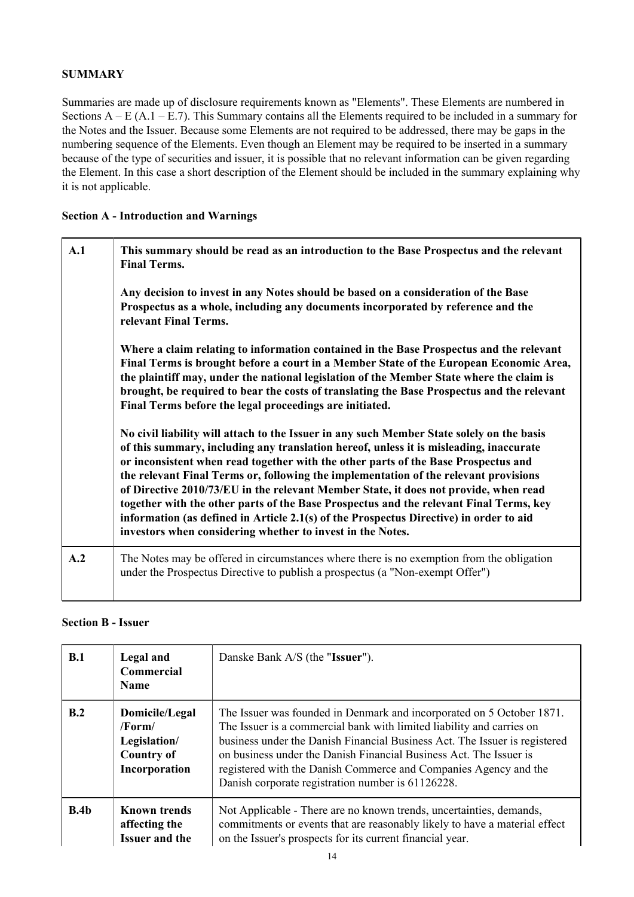**SUMMARY**

Summaries are made up of disclosure requirements known as "Elements". These Elements are numbered in Sections A – E (A.1 – E.7). This Summary contains all the Elements required to be included in a summary for the Notes and the Issuer. Because some Elements are not required to be addressed, there may be gaps in the numbering sequence of the Elements. Even though an Element may be required to be inserted in a summary because of the type of securities and issuer, it is possible that no relevant information can be given regarding the Element. In this case a short description of the Element should be included in the summary explaining why it is not applicable.

**Section A - Introduction and Warnings**

| | |
|---|---|
| **A.1** | **This summary should be read as an introduction to the Base Prospectus and the relevant Final Terms.**<br><br>**Any decision to invest in any Notes should be based on a consideration of the Base Prospectus as a whole, including any documents incorporated by reference and the relevant Final Terms.**<br><br>**Where a claim relating to information contained in the Base Prospectus and the relevant Final Terms is brought before a court in a Member State of the European Economic Area, the plaintiff may, under the national legislation of the Member State where the claim is brought, be required to bear the costs of translating the Base Prospectus and the relevant Final Terms before the legal proceedings are initiated.**<br><br>**No civil liability will attach to the Issuer in any such Member State solely on the basis of this summary, including any translation hereof, unless it is misleading, inaccurate or inconsistent when read together with the other parts of the Base Prospectus and the relevant Final Terms or, following the implementation of the relevant provisions of Directive 2010/73/EU in the relevant Member State, it does not provide, when read together with the other parts of the Base Prospectus and the relevant Final Terms, key information (as defined in Article 2.1(s) of the Prospectus Directive) in order to aid investors when considering whether to invest in the Notes.** |
| **A.2** | The Notes may be offered in circumstances where there is no exemption from the obligation under the Prospectus Directive to publish a prospectus (a "Non-exempt Offer") |

**Section B - Issuer**

| | | |
|---|---|---|
| **B.1** | **Legal and Commercial Name** | Danske Bank A/S (the "**Issuer**"). |
| **B.2** | **Domicile/Legal /Form/ Legislation/ Country of Incorporation** | The Issuer was founded in Denmark and incorporated on 5 October 1871. The Issuer is a commercial bank with limited liability and carries on business under the Danish Financial Business Act. The Issuer is registered on business under the Danish Financial Business Act. The Issuer is registered with the Danish Commerce and Companies Agency and the Danish corporate registration number is 61126228. |
| **B.4b** | **Known trends affecting the Issuer and the** | Not Applicable - There are no known trends, uncertainties, demands, commitments or events that are reasonably likely to have a material effect on the Issuer's prospects for its current financial year. |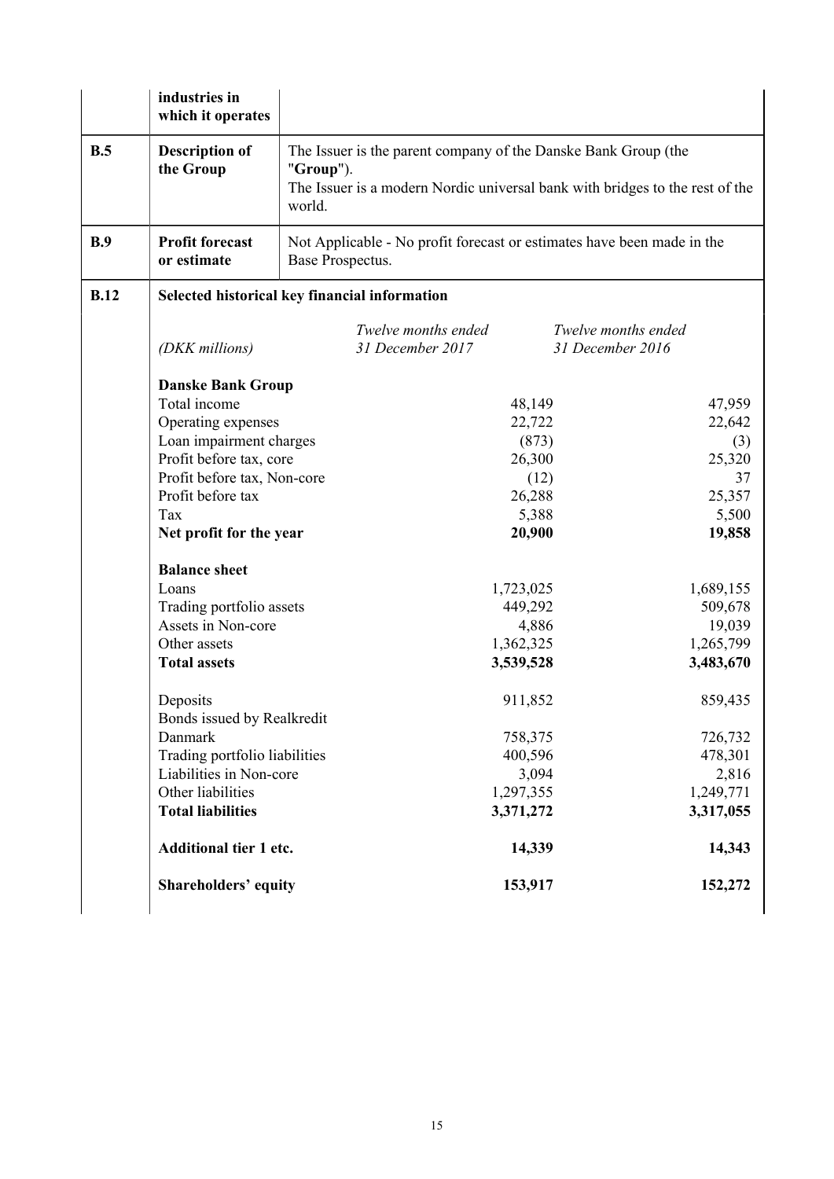| | | |
|---|---|---|
| | **industries in which it operates** | |
| **B.5** | **Description of the Group** | The Issuer is the parent company of the Danske Bank Group (the "**Group**").<br>The Issuer is a modern Nordic universal bank with bridges to the rest of the world. |
| **B.9** | **Profit forecast or estimate** | Not Applicable - No profit forecast or estimates have been made in the Base Prospectus. |
| **B.12** | **Selected historical key financial information** | |

| *(DKK millions)* | *Twelve months ended 31 December 2017* | *Twelve months ended 31 December 2016* |
|---|---|---|
| **Danske Bank Group** | | |
| Total income | 48,149 | 47,959 |
| Operating expenses | 22,722 | 22,642 |
| Loan impairment charges | (873) | (3) |
| Profit before tax, core | 26,300 | 25,320 |
| Profit before tax, Non-core | (12) | 37 |
| Profit before tax | 26,288 | 25,357 |
| Tax | 5,388 | 5,500 |
| **Net profit for the year** | **20,900** | **19,858** |
| **Balance sheet** | | |
| Loans | 1,723,025 | 1,689,155 |
| Trading portfolio assets | 449,292 | 509,678 |
| Assets in Non-core | 4,886 | 19,039 |
| Other assets | 1,362,325 | 1,265,799 |
| **Total assets** | **3,539,528** | **3,483,670** |
| Deposits | 911,852 | 859,435 |
| Bonds issued by Realkredit Danmark | 758,375 | 726,732 |
| Trading portfolio liabilities | 400,596 | 478,301 |
| Liabilities in Non-core | 3,094 | 2,816 |
| Other liabilities | 1,297,355 | 1,249,771 |
| **Total liabilities** | **3,371,272** | **3,317,055** |
| **Additional tier 1 etc.** | **14,339** | **14,343** |
| **Shareholders' equity** | **153,917** | **152,272** |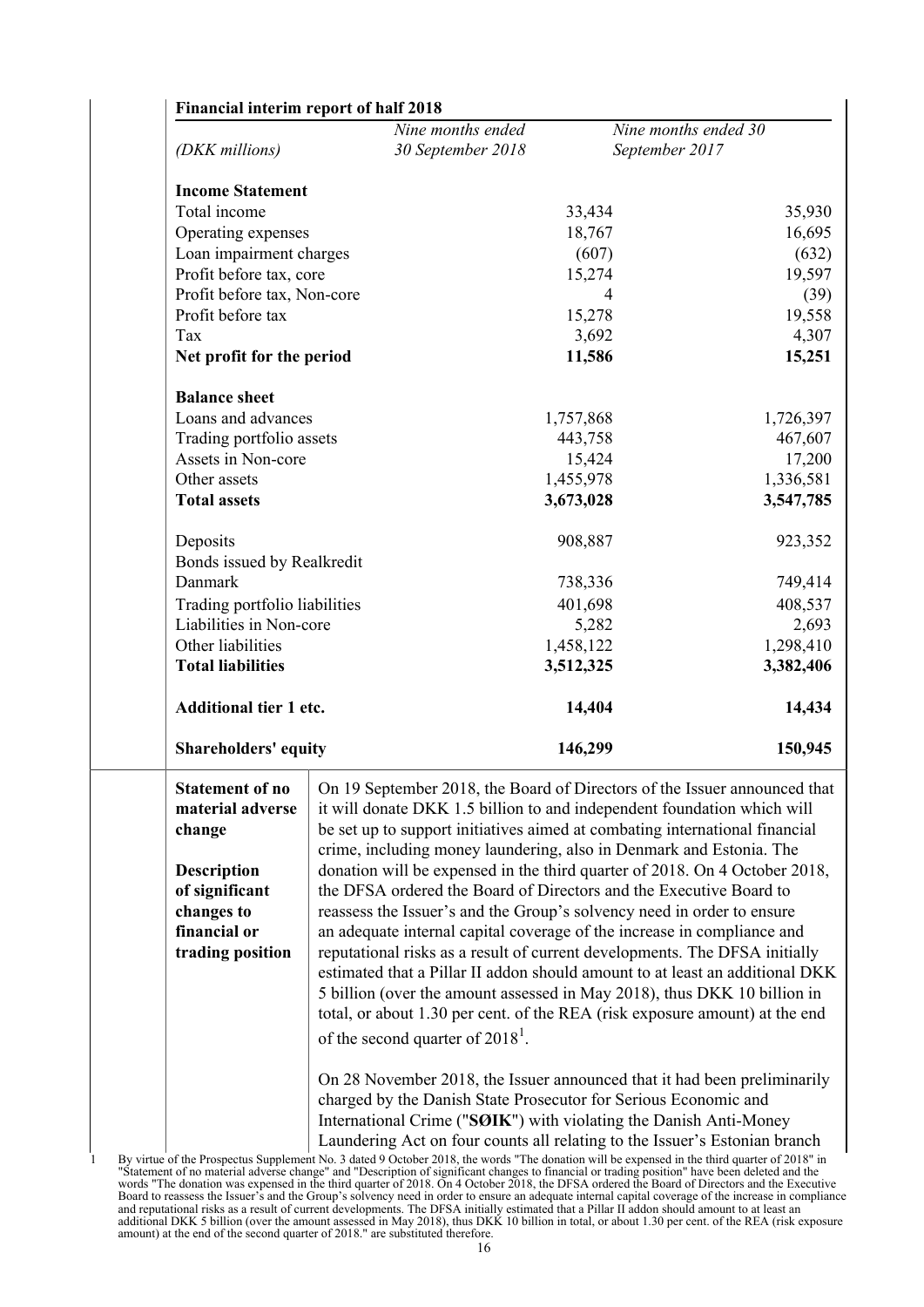**Financial interim report of half 2018**

| *(DKK millions)* | *Nine months ended 30 September 2018* | *Nine months ended 30 September 2017* |
|---|---|---|
| **Income Statement** | | |
| Total income | 33,434 | 35,930 |
| Operating expenses | 18,767 | 16,695 |
| Loan impairment charges | (607) | (632) |
| Profit before tax, core | 15,274 | 19,597 |
| Profit before tax, Non-core | 4 | (39) |
| Profit before tax | 15,278 | 19,558 |
| Tax | 3,692 | 4,307 |
| **Net profit for the period** | **11,586** | **15,251** |
| **Balance sheet** | | |
| Loans and advances | 1,757,868 | 1,726,397 |
| Trading portfolio assets | 443,758 | 467,607 |
| Assets in Non-core | 15,424 | 17,200 |
| Other assets | 1,455,978 | 1,336,581 |
| **Total assets** | **3,673,028** | **3,547,785** |
| Deposits | 908,887 | 923,352 |
| Bonds issued by Realkredit Danmark | 738,336 | 749,414 |
| Trading portfolio liabilities | 401,698 | 408,537 |
| Liabilities in Non-core | 5,282 | 2,693 |
| Other liabilities | 1,458,122 | 1,298,410 |
| **Total liabilities** | **3,512,325** | **3,382,406** |
| **Additional tier 1 etc.** | **14,404** | **14,434** |
| **Shareholders' equity** | **146,299** | **150,945** |

| | |
|---|---|
| **Statement of no material adverse change**<br><br>**Description of significant changes to financial or trading position** | On 19 September 2018, the Board of Directors of the Issuer announced that it will donate DKK 1.5 billion to and independent foundation which will be set up to support initiatives aimed at combating international financial crime, including money laundering, also in Denmark and Estonia. The donation will be expensed in the third quarter of 2018. On 4 October 2018, the DFSA ordered the Board of Directors and the Executive Board to reassess the Issuer's and the Group's solvency need in order to ensure an adequate internal capital coverage of the increase in compliance and reputational risks as a result of current developments. The DFSA initially estimated that a Pillar II addon should amount to at least an additional DKK 5 billion (over the amount assessed in May 2018), thus DKK 10 billion in total, or about 1.30 per cent. of the REA (risk exposure amount) at the end of the second quarter of 2018[1].<br><br>On 28 November 2018, the Issuer announced that it had been preliminarily charged by the Danish State Prosecutor for Serious Economic and International Crime ("**SØIK**") with violating the Danish Anti-Money Laundering Act on four counts all relating to the Issuer's Estonian branch |

[1] By virtue of the Prospectus Supplement No. 3 dated 9 October 2018, the words "The donation will be expensed in the third quarter of 2018" in "Statement of no material adverse change" and "Description of significant changes to financial or trading position" have been deleted and the words "The donation was expensed in the third quarter of 2018. On 4 October 2018, the DFSA ordered the Board of Directors and the Executive Board to reassess the Issuer's and the Group's solvency need in order to ensure an adequate internal capital coverage of the increase in compliance and reputational risks as a result of current developments. The DFSA initially estimated that a Pillar II addon should amount to at least an additional DKK 5 billion (over the amount assessed in May 2018), thus DKK 10 billion in total, or about 1.30 per cent. of the REA (risk exposure amount) at the end of the second quarter of 2018." are substituted therefore.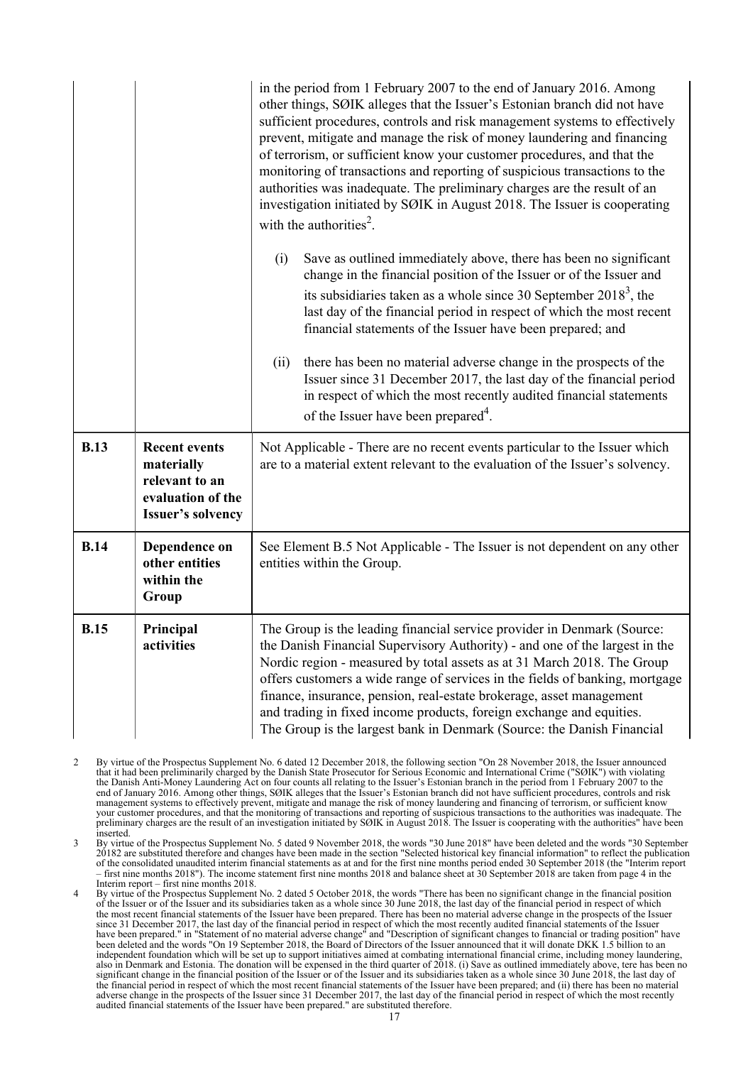| | | |
|---|---|---|
| | | in the period from 1 February 2007 to the end of January 2016. Among other things, SØIK alleges that the Issuer's Estonian branch did not have sufficient procedures, controls and risk management systems to effectively prevent, mitigate and manage the risk of money laundering and financing of terrorism, or sufficient know your customer procedures, and that the monitoring of transactions and reporting of suspicious transactions to the authorities was inadequate. The preliminary charges are the result of an investigation initiated by SØIK in August 2018. The Issuer is cooperating with the authorities[2].<br><br>(i) Save as outlined immediately above, there has been no significant change in the financial position of the Issuer or of the Issuer and its subsidiaries taken as a whole since 30 September 2018[3], the last day of the financial period in respect of which the most recent financial statements of the Issuer have been prepared; and<br><br>(ii) there has been no material adverse change in the prospects of the Issuer since 31 December 2017, the last day of the financial period in respect of which the most recently audited financial statements of the Issuer have been prepared[4]. |
| **B.13** | **Recent events materially relevant to an evaluation of the Issuer's solvency** | Not Applicable - There are no recent events particular to the Issuer which are to a material extent relevant to the evaluation of the Issuer's solvency. |
| **B.14** | **Dependence on other entities within the Group** | See Element B.5 Not Applicable - The Issuer is not dependent on any other entities within the Group. |
| **B.15** | **Principal activities** | The Group is the leading financial service provider in Denmark (Source: the Danish Financial Supervisory Authority) - and one of the largest in the Nordic region - measured by total assets as at 31 March 2018. The Group offers customers a wide range of services in the fields of banking, mortgage finance, insurance, pension, real-estate brokerage, asset management and trading in fixed income products, foreign exchange and equities. The Group is the largest bank in Denmark (Source: the Danish Financial |

2 By virtue of the Prospectus Supplement No. 6 dated 12 December 2018, the following section "On 28 November 2018, the Issuer announced that it had been preliminarily charged by the Danish State Prosecutor for Serious Economic and International Crime ("SØIK") with violating the Danish Anti-Money Laundering Act on four counts all relating to the Issuer's Estonian branch in the period from 1 February 2007 to the end of January 2016. Among other things, SØIK alleges that the Issuer's Estonian branch did not have sufficient procedures, controls and risk management systems to effectively prevent, mitigate and manage the risk of money laundering and financing of terrorism, or sufficient know your customer procedures, and that the monitoring of transactions and reporting of suspicious transactions to the authorities was inadequate. The preliminary charges are the result of an investigation initiated by SØIK in August 2018. The Issuer is cooperating with the authorities" have been inserted.

3 By virtue of the Prospectus Supplement No. 5 dated 9 November 2018, the words "30 June 2018" have been deleted and the words "30 September 20182 are substituted therefore and changes have been made in the section "Selected historical key financial information" to reflect the publication of the consolidated unaudited interim financial statements as at and for the first nine months period ended 30 September 2018 (the "Interim report – first nine months 2018"). The income statement first nine months 2018 and balance sheet at 30 September 2018 are taken from page 4 in the Interim report – first nine months 2018.

4 By virtue of the Prospectus Supplement No. 2 dated 5 October 2018, the words "There has been no significant change in the financial position of the Issuer or of the Issuer and its subsidiaries taken as a whole since 30 June 2018, the last day of the financial period in respect of which the most recent financial statements of the Issuer have been prepared. There has been no material adverse change in the prospects of the Issuer since 31 December 2017, the last day of the financial period in respect of which the most recently audited financial statements of the Issuer have been prepared." in "Statement of no material adverse change" and "Description of significant changes to financial or trading position" have been deleted and the words "On 19 September 2018, the Board of Directors of the Issuer announced that it will donate DKK 1.5 billion to an independent foundation which will be set up to support initiatives aimed at combating international financial crime, including money laundering, also in Denmark and Estonia. The donation will be expensed in the third quarter of 2018. (i) Save as outlined immediately above, tere has been no significant change in the financial position of the Issuer or of the Issuer and its subsidiaries taken as a whole since 30 June 2018, the last day of the financial period in respect of which the most recent financial statements of the Issuer have been prepared; and (ii) there has been no material adverse change in the prospects of the Issuer since 31 December 2017, the last day of the financial period in respect of which the most recently audited financial statements of the Issuer have been prepared." are substituted therefore.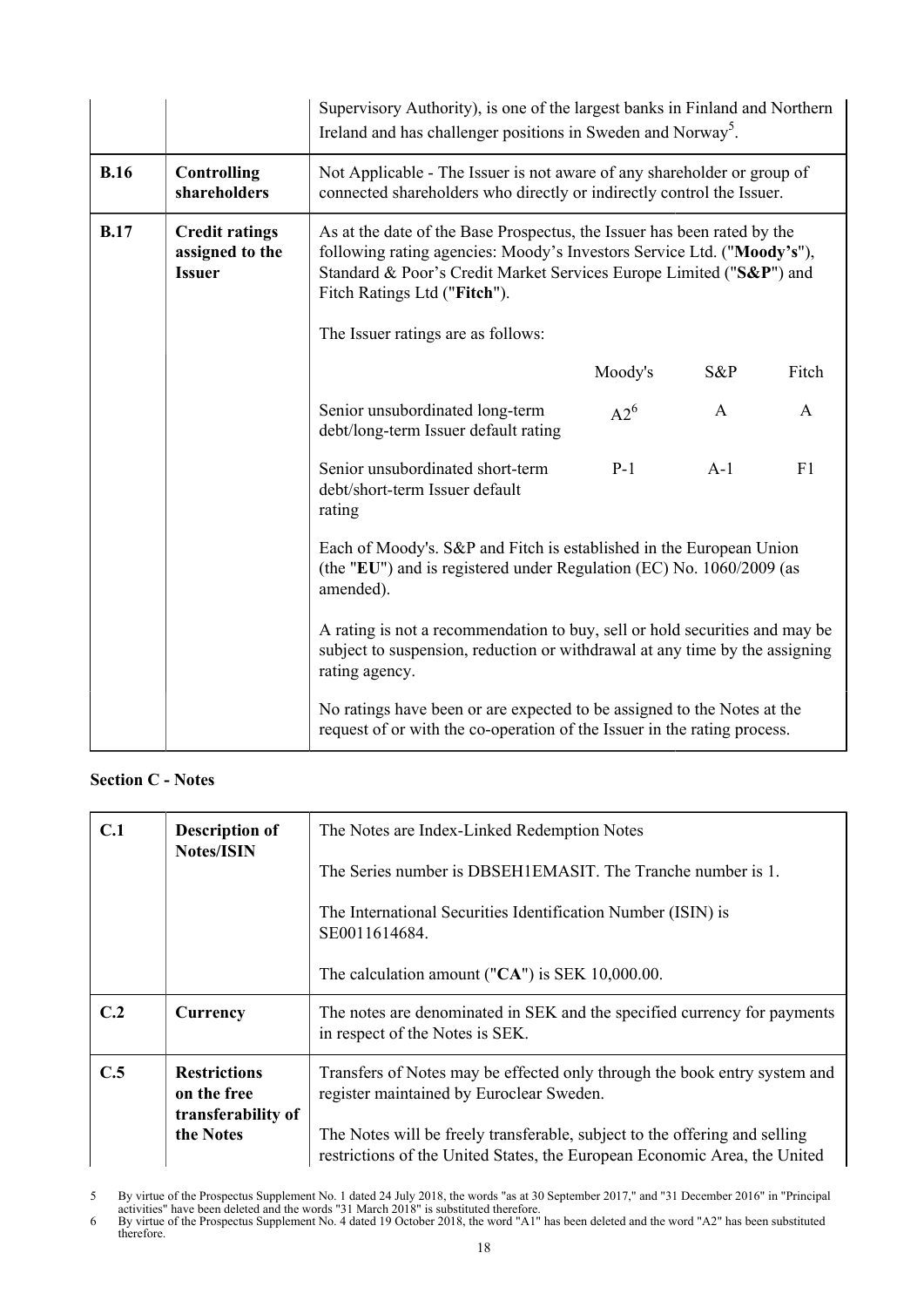| | | |
|---|---|---|
| | | Supervisory Authority), is one of the largest banks in Finland and Northern Ireland and has challenger positions in Sweden and Norway[5]. |
| **B.16** | **Controlling shareholders** | Not Applicable - The Issuer is not aware of any shareholder or group of connected shareholders who directly or indirectly control the Issuer. |
| **B.17** | **Credit ratings assigned to the Issuer** | As at the date of the Base Prospectus, the Issuer has been rated by the following rating agencies: Moody's Investors Service Ltd. ("**Moody's**"), Standard & Poor's Credit Market Services Europe Limited ("**S&P**") and Fitch Ratings Ltd ("**Fitch**").<br><br>The Issuer ratings are as follows:<br><br>\| \| Moody's \| S&P \| Fitch \|<br>Senior unsubordinated long-term debt/long-term Issuer default rating: Moody's A2[6]; S&P A; Fitch A<br>Senior unsubordinated short-term debt/short-term Issuer default rating: Moody's P-1; S&P A-1; Fitch F1<br><br>Each of Moody's. S&P and Fitch is established in the European Union (the "**EU**") and is registered under Regulation (EC) No. 1060/2009 (as amended).<br><br>A rating is not a recommendation to buy, sell or hold securities and may be subject to suspension, reduction or withdrawal at any time by the assigning rating agency.<br><br>No ratings have been or are expected to be assigned to the Notes at the request of or with the co-operation of the Issuer in the rating process. |

## Section C - Notes

| | | |
|---|---|---|
| **C.1** | **Description of Notes/ISIN** | The Notes are Index-Linked Redemption Notes<br><br>The Series number is DBSEH1EMASIT. The Tranche number is 1.<br><br>The International Securities Identification Number (ISIN) is SE0011614684.<br><br>The calculation amount ("**CA**") is SEK 10,000.00. |
| **C.2** | **Currency** | The notes are denominated in SEK and the specified currency for payments in respect of the Notes is SEK. |
| **C.5** | **Restrictions on the free transferability of the Notes** | Transfers of Notes may be effected only through the book entry system and register maintained by Euroclear Sweden.<br><br>The Notes will be freely transferable, subject to the offering and selling restrictions of the United States, the European Economic Area, the United |

5 By virtue of the Prospectus Supplement No. 1 dated 24 July 2018, the words "as at 30 September 2017," and "31 December 2016" in "Principal activities" have been deleted and the words "31 March 2018" is substituted therefore.

6 By virtue of the Prospectus Supplement No. 4 dated 19 October 2018, the word "A1" has been deleted and the word "A2" has been substituted therefore.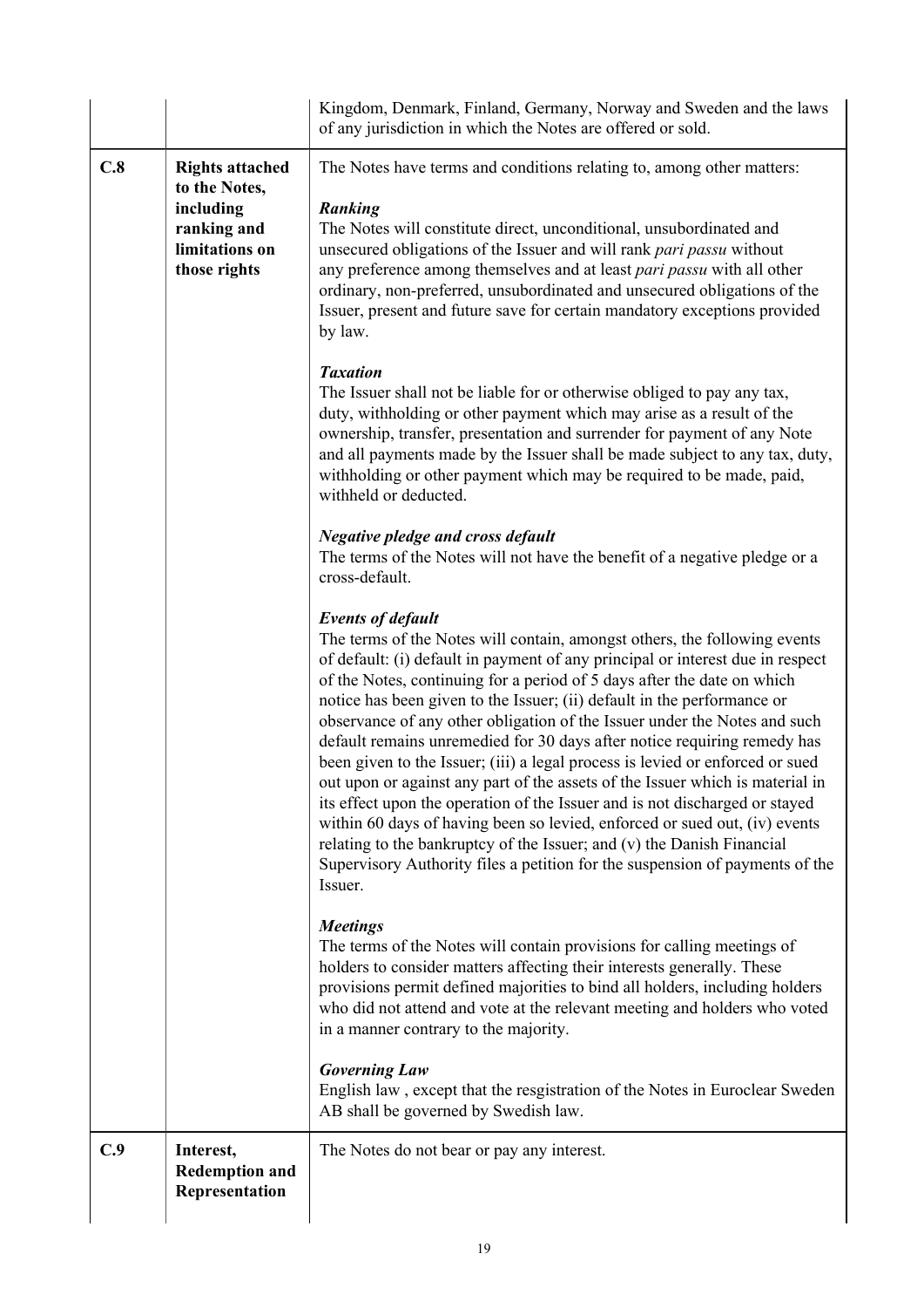|  |  | Kingdom, Denmark, Finland, Germany, Norway and Sweden and the laws of any jurisdiction in which the Notes are offered or sold. |
|---|---|---|
| C.8 | **Rights attached to the Notes, including ranking and limitations on those rights** | The Notes have terms and conditions relating to, among other matters:<br><br>***Ranking***<br>The Notes will constitute direct, unconditional, unsubordinated and unsecured obligations of the Issuer and will rank *pari passu* without any preference among themselves and at least *pari passu* with all other ordinary, non-preferred, unsubordinated and unsecured obligations of the Issuer, present and future save for certain mandatory exceptions provided by law.<br><br>***Taxation***<br>The Issuer shall not be liable for or otherwise obliged to pay any tax, duty, withholding or other payment which may arise as a result of the ownership, transfer, presentation and surrender for payment of any Note and all payments made by the Issuer shall be made subject to any tax, duty, withholding or other payment which may be required to be made, paid, withheld or deducted.<br><br>***Negative pledge and cross default***<br>The terms of the Notes will not have the benefit of a negative pledge or a cross-default.<br><br>***Events of default***<br>The terms of the Notes will contain, amongst others, the following events of default: (i) default in payment of any principal or interest due in respect of the Notes, continuing for a period of 5 days after the date on which notice has been given to the Issuer; (ii) default in the performance or observance of any other obligation of the Issuer under the Notes and such default remains unremedied for 30 days after notice requiring remedy has been given to the Issuer; (iii) a legal process is levied or enforced or sued out upon or against any part of the assets of the Issuer which is material in its effect upon the operation of the Issuer and is not discharged or stayed within 60 days of having been so levied, enforced or sued out, (iv) events relating to the bankruptcy of the Issuer; and (v) the Danish Financial Supervisory Authority files a petition for the suspension of payments of the Issuer.<br><br>***Meetings***<br>The terms of the Notes will contain provisions for calling meetings of holders to consider matters affecting their interests generally. These provisions permit defined majorities to bind all holders, including holders who did not attend and vote at the relevant meeting and holders who voted in a manner contrary to the majority.<br><br>***Governing Law***<br>English law , except that the resgistration of the Notes in Euroclear Sweden AB shall be governed by Swedish law. |
| C.9 | **Interest, Redemption and Representation** | The Notes do not bear or pay any interest. |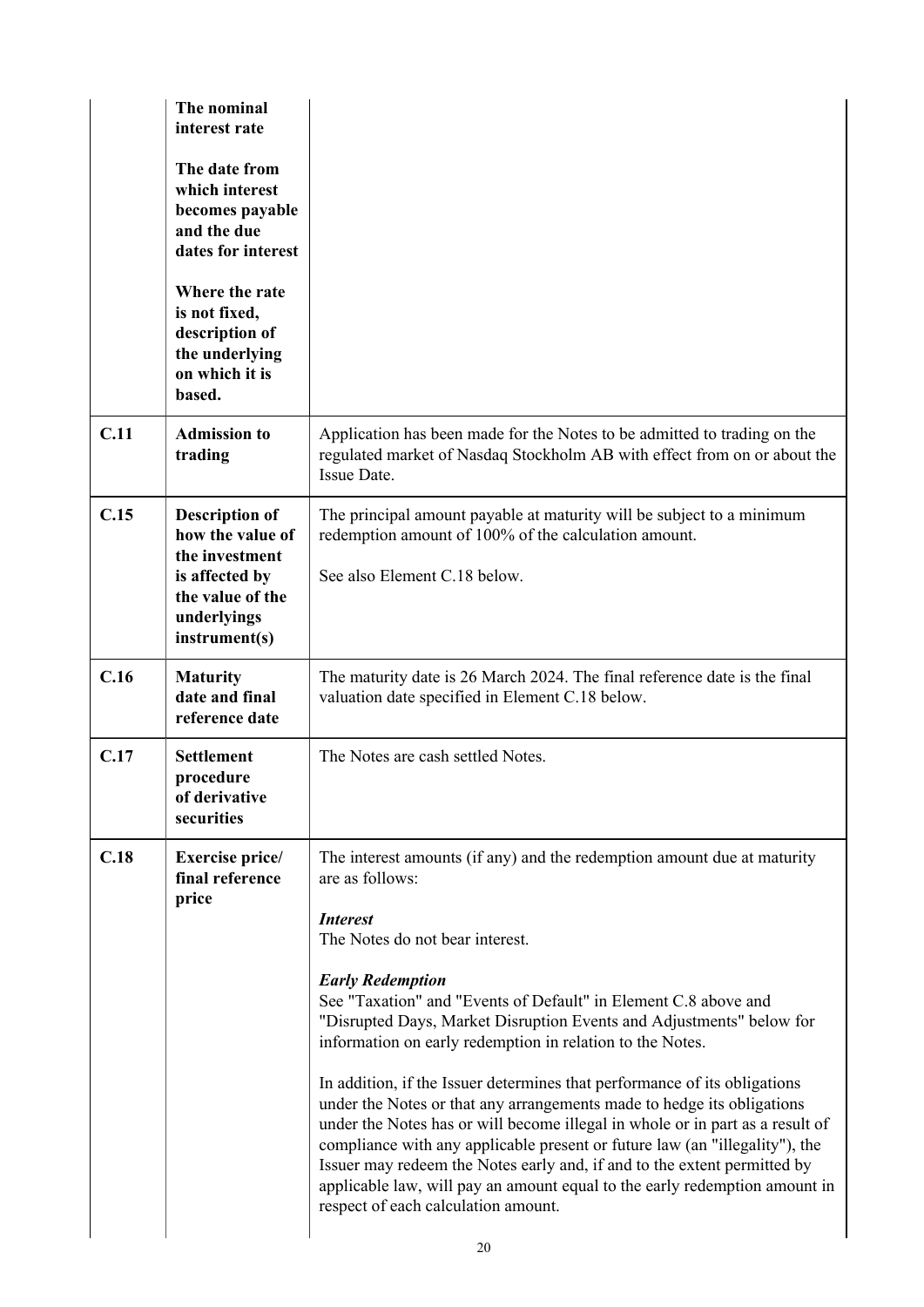| | | |
|---|---|---|
| | **The nominal interest rate**<br><br>**The date from which interest becomes payable and the due dates for interest**<br><br>**Where the rate is not fixed, description of the underlying on which it is based.** | |
| **C.11** | **Admission to trading** | Application has been made for the Notes to be admitted to trading on the regulated market of Nasdaq Stockholm AB with effect from on or about the Issue Date. |
| **C.15** | **Description of how the value of the investment is affected by the value of the underlyings instrument(s)** | The principal amount payable at maturity will be subject to a minimum redemption amount of 100% of the calculation amount.<br><br>See also Element C.18 below. |
| **C.16** | **Maturity date and final reference date** | The maturity date is 26 March 2024. The final reference date is the final valuation date specified in Element C.18 below. |
| **C.17** | **Settlement procedure of derivative securities** | The Notes are cash settled Notes. |
| **C.18** | **Exercise price/ final reference price** | The interest amounts (if any) and the redemption amount due at maturity are as follows:<br><br>***Interest***<br>The Notes do not bear interest.<br><br>***Early Redemption***<br>See "Taxation" and "Events of Default" in Element C.8 above and "Disrupted Days, Market Disruption Events and Adjustments" below for information on early redemption in relation to the Notes.<br><br>In addition, if the Issuer determines that performance of its obligations under the Notes or that any arrangements made to hedge its obligations under the Notes has or will become illegal in whole or in part as a result of compliance with any applicable present or future law (an "illegality"), the Issuer may redeem the Notes early and, if and to the extent permitted by applicable law, will pay an amount equal to the early redemption amount in respect of each calculation amount. |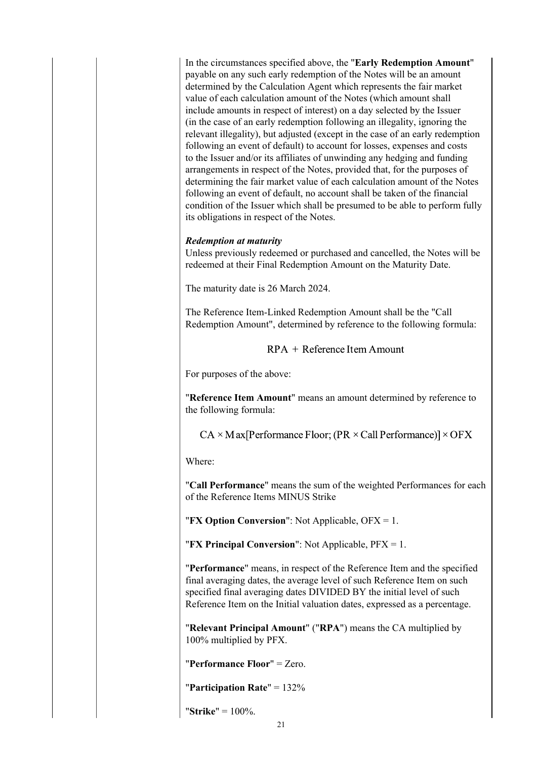In the circumstances specified above, the "**Early Redemption Amount**" payable on any such early redemption of the Notes will be an amount determined by the Calculation Agent which represents the fair market value of each calculation amount of the Notes (which amount shall include amounts in respect of interest) on a day selected by the Issuer (in the case of an early redemption following an illegality, ignoring the relevant illegality), but adjusted (except in the case of an early redemption following an event of default) to account for losses, expenses and costs to the Issuer and/or its affiliates of unwinding any hedging and funding arrangements in respect of the Notes, provided that, for the purposes of determining the fair market value of each calculation amount of the Notes following an event of default, no account shall be taken of the financial condition of the Issuer which shall be presumed to be able to perform fully its obligations in respect of the Notes.

***Redemption at maturity***

Unless previously redeemed or purchased and cancelled, the Notes will be redeemed at their Final Redemption Amount on the Maturity Date.

The maturity date is 26 March 2024.

The Reference Item-Linked Redemption Amount shall be the "Call Redemption Amount", determined by reference to the following formula:

$$\text{RPA} + \text{Reference Item Amount}$$

For purposes of the above:

"**Reference Item Amount**" means an amount determined by reference to the following formula:

$$\text{CA} \times \text{Max}[\text{Performance Floor}; (\text{PR} \times \text{Call Performance})] \times \text{OFX}$$

Where:

"**Call Performance**" means the sum of the weighted Performances for each of the Reference Items MINUS Strike

"**FX Option Conversion**": Not Applicable, OFX = 1.

"**FX Principal Conversion**": Not Applicable, PFX = 1.

"**Performance**" means, in respect of the Reference Item and the specified final averaging dates, the average level of such Reference Item on such specified final averaging dates DIVIDED BY the initial level of such Reference Item on the Initial valuation dates, expressed as a percentage.

"**Relevant Principal Amount**" ("**RPA**") means the CA multiplied by 100% multiplied by PFX.

"**Performance Floor**" = Zero.

"**Participation Rate**" = 132%

"**Strike**" = 100%.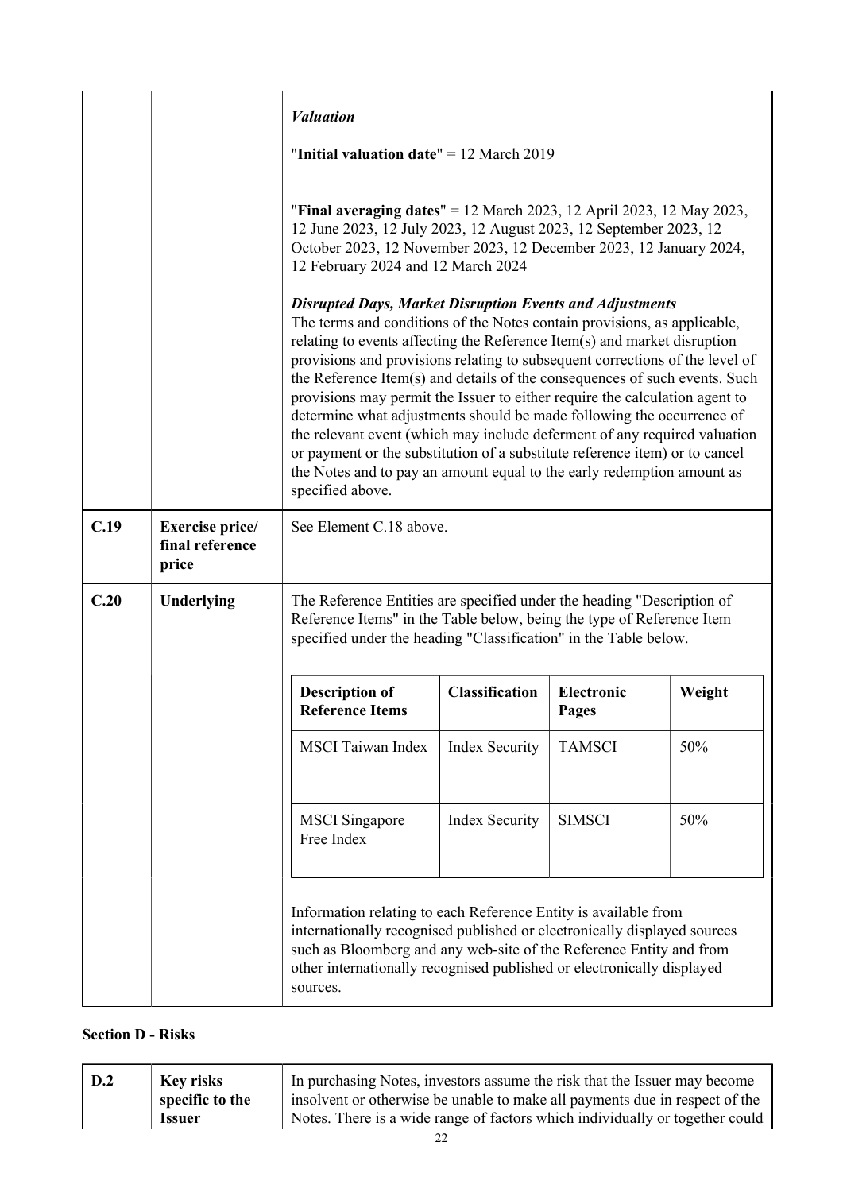| | | *Valuation*<br><br>"**Initial valuation date**" = 12 March 2019<br><br>"**Final averaging dates**" = 12 March 2023, 12 April 2023, 12 May 2023, 12 June 2023, 12 July 2023, 12 August 2023, 12 September 2023, 12 October 2023, 12 November 2023, 12 December 2023, 12 January 2024, 12 February 2024 and 12 March 2024<br><br>***Disrupted Days, Market Disruption Events and Adjustments***<br>The terms and conditions of the Notes contain provisions, as applicable, relating to events affecting the Reference Item(s) and market disruption provisions and provisions relating to subsequent corrections of the level of the Reference Item(s) and details of the consequences of such events. Such provisions may permit the Issuer to either require the calculation agent to determine what adjustments should be made following the occurrence of the relevant event (which may include deferment of any required valuation or payment or the substitution of a substitute reference item) or to cancel the Notes and to pay an amount equal to the early redemption amount as specified above. |
|---|---|---|
| **C.19** | **Exercise price/ final reference price** | See Element C.18 above. |
| **C.20** | **Underlying** | The Reference Entities are specified under the heading "Description of Reference Items" in the Table below, being the type of Reference Item specified under the heading "Classification" in the Table below. |

| Description of Reference Items | Classification | Electronic Pages | Weight |
|---|---|---|---|
| MSCI Taiwan Index | Index Security | TAMSCI | 50% |
| MSCI Singapore Free Index | Index Security | SIMSCI | 50% |

Information relating to each Reference Entity is available from internationally recognised published or electronically displayed sources such as Bloomberg and any web-site of the Reference Entity and from other internationally recognised published or electronically displayed sources.

## Section D - Risks

| | | |
|---|---|---|
| **D.2** | **Key risks specific to the Issuer** | In purchasing Notes, investors assume the risk that the Issuer may become insolvent or otherwise be unable to make all payments due in respect of the Notes. There is a wide range of factors which individually or together could |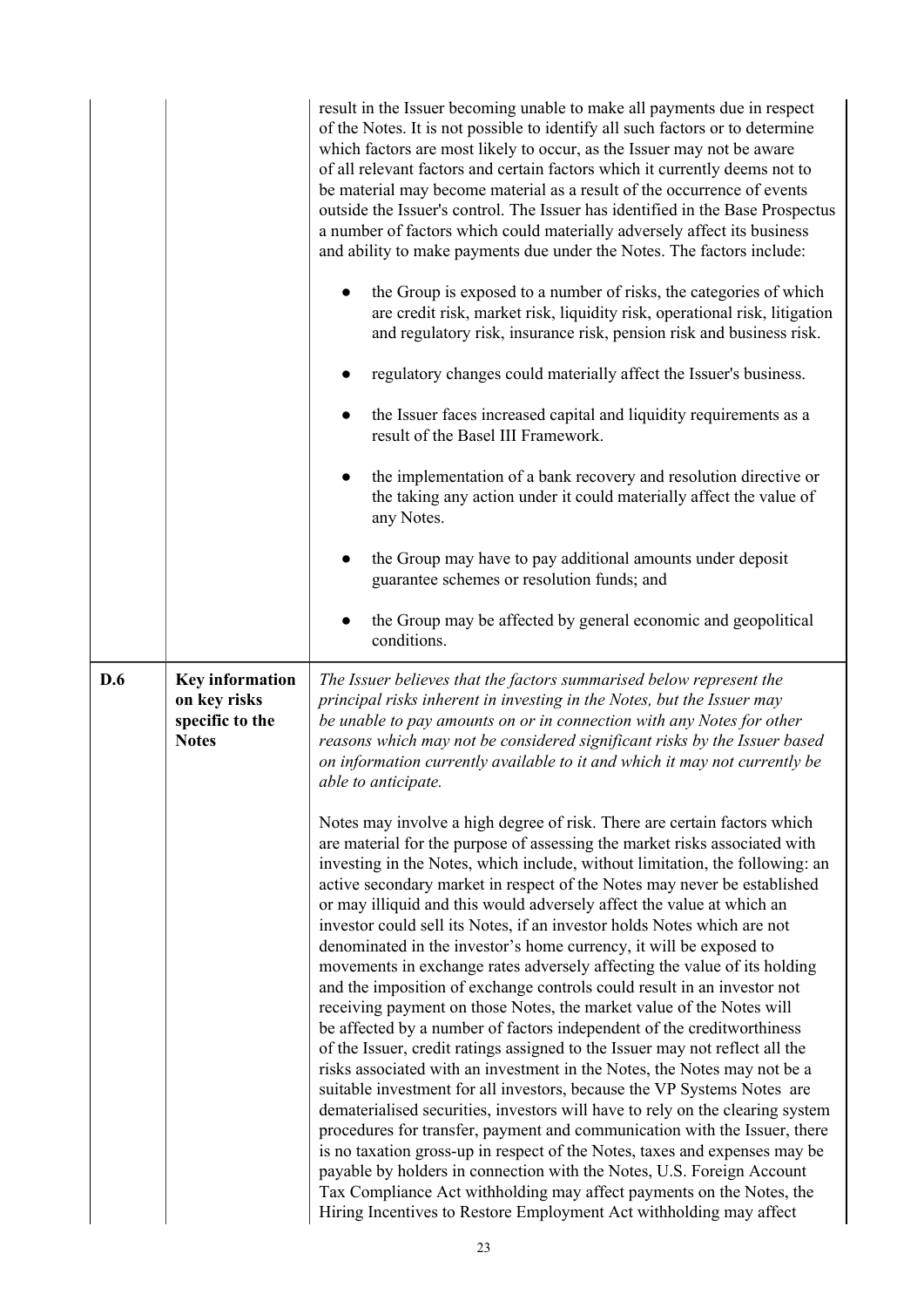| | | |
|---|---|---|
| | | result in the Issuer becoming unable to make all payments due in respect of the Notes. It is not possible to identify all such factors or to determine which factors are most likely to occur, as the Issuer may not be aware of all relevant factors and certain factors which it currently deems not to be material may become material as a result of the occurrence of events outside the Issuer's control. The Issuer has identified in the Base Prospectus a number of factors which could materially adversely affect its business and ability to make payments due under the Notes. The factors include:<br><br>● the Group is exposed to a number of risks, the categories of which are credit risk, market risk, liquidity risk, operational risk, litigation and regulatory risk, insurance risk, pension risk and business risk.<br><br>● regulatory changes could materially affect the Issuer's business.<br><br>● the Issuer faces increased capital and liquidity requirements as a result of the Basel III Framework.<br><br>● the implementation of a bank recovery and resolution directive or the taking any action under it could materially affect the value of any Notes.<br><br>● the Group may have to pay additional amounts under deposit guarantee schemes or resolution funds; and<br><br>● the Group may be affected by general economic and geopolitical conditions. |
| **D.6** | **Key information on key risks specific to the Notes** | *The Issuer believes that the factors summarised below represent the principal risks inherent in investing in the Notes, but the Issuer may be unable to pay amounts on or in connection with any Notes for other reasons which may not be considered significant risks by the Issuer based on information currently available to it and which it may not currently be able to anticipate.*<br><br>Notes may involve a high degree of risk. There are certain factors which are material for the purpose of assessing the market risks associated with investing in the Notes, which include, without limitation, the following: an active secondary market in respect of the Notes may never be established or may illiquid and this would adversely affect the value at which an investor could sell its Notes, if an investor holds Notes which are not denominated in the investor's home currency, it will be exposed to movements in exchange rates adversely affecting the value of its holding and the imposition of exchange controls could result in an investor not receiving payment on those Notes, the market value of the Notes will be affected by a number of factors independent of the creditworthiness of the Issuer, credit ratings assigned to the Issuer may not reflect all the risks associated with an investment in the Notes, the Notes may not be a suitable investment for all investors, because the VP Systems Notes are dematerialised securities, investors will have to rely on the clearing system procedures for transfer, payment and communication with the Issuer, there is no taxation gross-up in respect of the Notes, taxes and expenses may be payable by holders in connection with the Notes, U.S. Foreign Account Tax Compliance Act withholding may affect payments on the Notes, the Hiring Incentives to Restore Employment Act withholding may affect |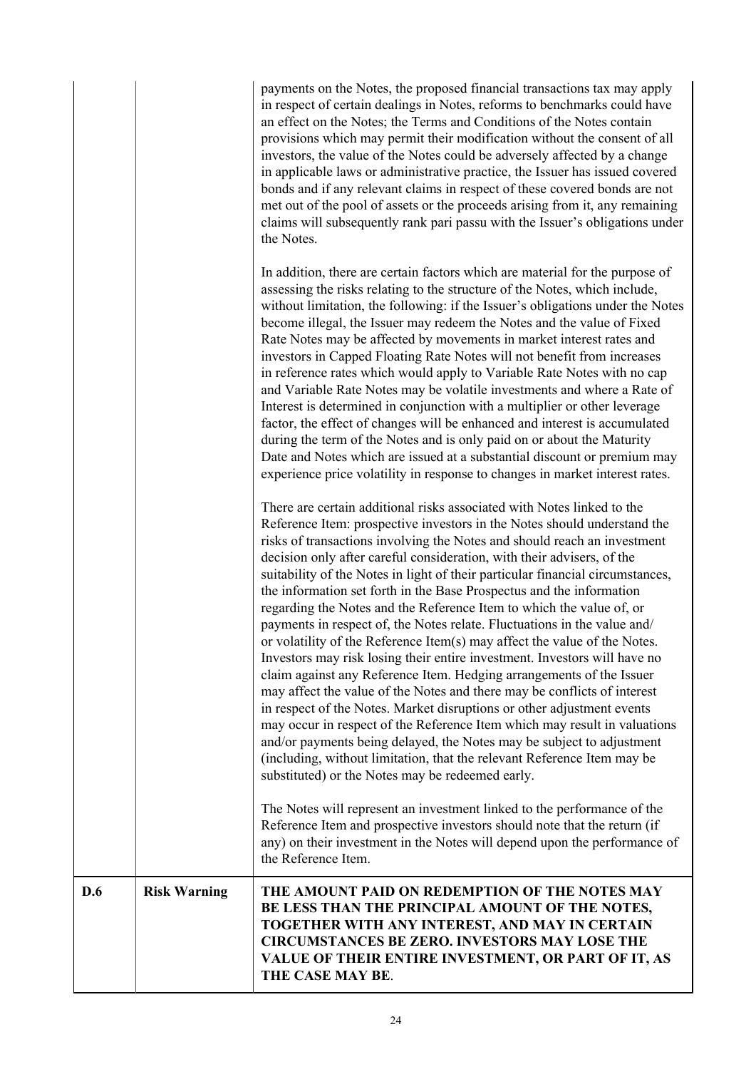| | | |
|---|---|---|
| | | payments on the Notes, the proposed financial transactions tax may apply in respect of certain dealings in Notes, reforms to benchmarks could have an effect on the Notes; the Terms and Conditions of the Notes contain provisions which may permit their modification without the consent of all investors, the value of the Notes could be adversely affected by a change in applicable laws or administrative practice, the Issuer has issued covered bonds and if any relevant claims in respect of these covered bonds are not met out of the pool of assets or the proceeds arising from it, any remaining claims will subsequently rank pari passu with the Issuer's obligations under the Notes.<br><br>In addition, there are certain factors which are material for the purpose of assessing the risks relating to the structure of the Notes, which include, without limitation, the following: if the Issuer's obligations under the Notes become illegal, the Issuer may redeem the Notes and the value of Fixed Rate Notes may be affected by movements in market interest rates and investors in Capped Floating Rate Notes will not benefit from increases in reference rates which would apply to Variable Rate Notes with no cap and Variable Rate Notes may be volatile investments and where a Rate of Interest is determined in conjunction with a multiplier or other leverage factor, the effect of changes will be enhanced and interest is accumulated during the term of the Notes and is only paid on or about the Maturity Date and Notes which are issued at a substantial discount or premium may experience price volatility in response to changes in market interest rates.<br><br>There are certain additional risks associated with Notes linked to the Reference Item: prospective investors in the Notes should understand the risks of transactions involving the Notes and should reach an investment decision only after careful consideration, with their advisers, of the suitability of the Notes in light of their particular financial circumstances, the information set forth in the Base Prospectus and the information regarding the Notes and the Reference Item to which the value of, or payments in respect of, the Notes relate. Fluctuations in the value and/ or volatility of the Reference Item(s) may affect the value of the Notes. Investors may risk losing their entire investment. Investors will have no claim against any Reference Item. Hedging arrangements of the Issuer may affect the value of the Notes and there may be conflicts of interest in respect of the Notes. Market disruptions or other adjustment events may occur in respect of the Reference Item which may result in valuations and/or payments being delayed, the Notes may be subject to adjustment (including, without limitation, that the relevant Reference Item may be substituted) or the Notes may be redeemed early.<br><br>The Notes will represent an investment linked to the performance of the Reference Item and prospective investors should note that the return (if any) on their investment in the Notes will depend upon the performance of the Reference Item. |
| **D.6** | **Risk Warning** | **THE AMOUNT PAID ON REDEMPTION OF THE NOTES MAY BE LESS THAN THE PRINCIPAL AMOUNT OF THE NOTES, TOGETHER WITH ANY INTEREST, AND MAY IN CERTAIN CIRCUMSTANCES BE ZERO. INVESTORS MAY LOSE THE VALUE OF THEIR ENTIRE INVESTMENT, OR PART OF IT, AS THE CASE MAY BE**. |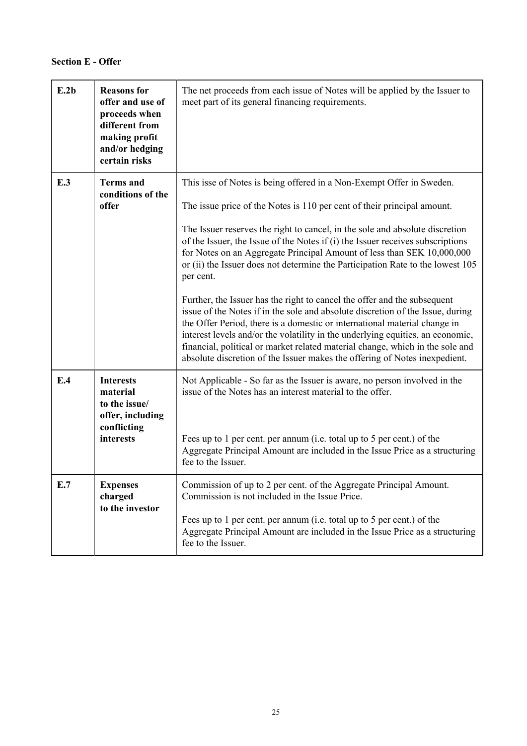**Section E - Offer**

| | | |
|---|---|---|
| **E.2b** | **Reasons for offer and use of proceeds when different from making profit and/or hedging certain risks** | The net proceeds from each issue of Notes will be applied by the Issuer to meet part of its general financing requirements. |
| **E.3** | **Terms and conditions of the offer** | This isse of Notes is being offered in a Non-Exempt Offer in Sweden.<br><br>The issue price of the Notes is 110 per cent of their principal amount.<br><br>The Issuer reserves the right to cancel, in the sole and absolute discretion of the Issuer, the Issue of the Notes if (i) the Issuer receives subscriptions for Notes on an Aggregate Principal Amount of less than SEK 10,000,000 or (ii) the Issuer does not determine the Participation Rate to the lowest 105 per cent.<br><br>Further, the Issuer has the right to cancel the offer and the subsequent issue of the Notes if in the sole and absolute discretion of the Issue, during the Offer Period, there is a domestic or international material change in interest levels and/or the volatility in the underlying equities, an economic, financial, political or market related material change, which in the sole and absolute discretion of the Issuer makes the offering of Notes inexpedient. |
| **E.4** | **Interests material to the issue/ offer, including conflicting interests** | Not Applicable - So far as the Issuer is aware, no person involved in the issue of the Notes has an interest material to the offer.<br><br>Fees up to 1 per cent. per annum (i.e. total up to 5 per cent.) of the Aggregate Principal Amount are included in the Issue Price as a structuring fee to the Issuer. |
| **E.7** | **Expenses charged to the investor** | Commission of up to 2 per cent. of the Aggregate Principal Amount. Commission is not included in the Issue Price.<br><br>Fees up to 1 per cent. per annum (i.e. total up to 5 per cent.) of the Aggregate Principal Amount are included in the Issue Price as a structuring fee to the Issuer. |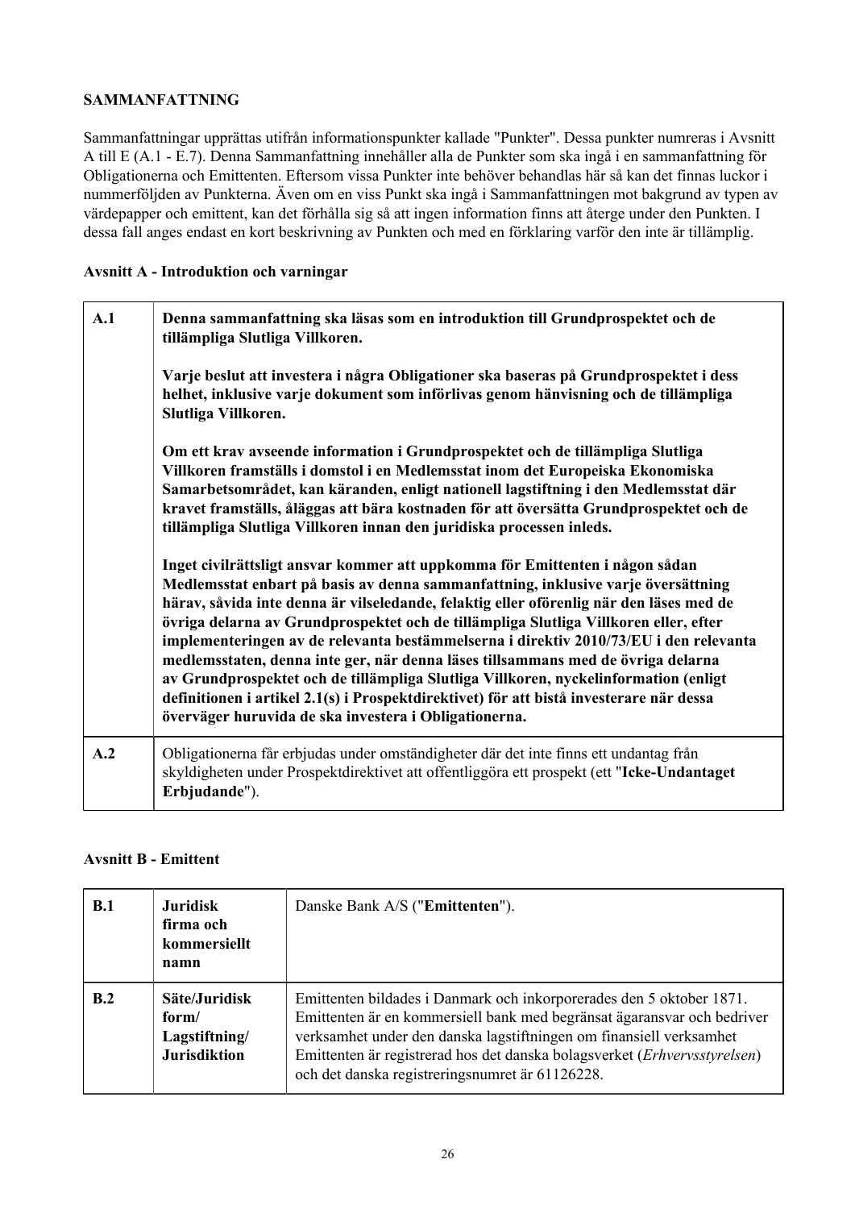**SAMMANFATTNING**

Sammanfattningar upprättas utifrån informationspunkter kallade "Punkter". Dessa punkter numreras i Avsnitt A till E (A.1 - E.7). Denna Sammanfattning innehåller alla de Punkter som ska ingå i en sammanfattning för Obligationerna och Emittenten. Eftersom vissa Punkter inte behöver behandlas här så kan det finnas luckor i nummerföljden av Punkterna. Även om en viss Punkt ska ingå i Sammanfattningen mot bakgrund av typen av värdepapper och emittent, kan det förhålla sig så att ingen information finns att återge under den Punkten. I dessa fall anges endast en kort beskrivning av Punkten och med en förklaring varför den inte är tillämplig.

**Avsnitt A - Introduktion och varningar**

| | |
|---|---|
| **A.1** | **Denna sammanfattning ska läsas som en introduktion till Grundprospektet och de tillämpliga Slutliga Villkoren.**<br><br>**Varje beslut att investera i några Obligationer ska baseras på Grundprospektet i dess helhet, inklusive varje dokument som införlivas genom hänvisning och de tillämpliga Slutliga Villkoren.**<br><br>**Om ett krav avseende information i Grundprospektet och de tillämpliga Slutliga Villkoren framställs i domstol i en Medlemsstat inom det Europeiska Ekonomiska Samarbetsområdet, kan käranden, enligt nationell lagstiftning i den Medlemsstat där kravet framställs, åläggas att bära kostnaden för att översätta Grundprospektet och de tillämpliga Slutliga Villkoren innan den juridiska processen inleds.**<br><br>**Inget civilrättsligt ansvar kommer att uppkomma för Emittenten i någon sådan Medlemsstat enbart på basis av denna sammanfattning, inklusive varje översättning härav, såvida inte denna är vilseledande, felaktig eller oförenlig när den läses med de övriga delarna av Grundprospektet och de tillämpliga Slutliga Villkoren eller, efter implementeringen av de relevanta bestämmelserna i direktiv 2010/73/EU i den relevanta medlemsstaten, denna inte ger, när denna läses tillsammans med de övriga delarna av Grundprospektet och de tillämpliga Slutliga Villkoren, nyckelinformation (enligt definitionen i artikel 2.1(s) i Prospektdirektivet) för att bistå investerare när dessa överväger huruvida de ska investera i Obligationerna.** |
| **A.2** | Obligationerna får erbjudas under omständigheter där det inte finns ett undantag från skyldigheten under Prospektdirektivet att offentliggöra ett prospekt (ett "**Icke-Undantaget Erbjudande**"). |

**Avsnitt B - Emittent**

| | | |
|---|---|---|
| **B.1** | **Juridisk firma och kommersiellt namn** | Danske Bank A/S ("**Emittenten**"). |
| **B.2** | **Säte/Juridisk form/ Lagstiftning/ Jurisdiktion** | Emittenten bildades i Danmark och inkorporerades den 5 oktober 1871. Emittenten är en kommersiell bank med begränsat ägaransvar och bedriver verksamhet under den danska lagstiftningen om finansiell verksamhet Emittenten är registrerad hos det danska bolagsverket (*Erhvervsstyrelsen*) och det danska registreringsnumret är 61126228. |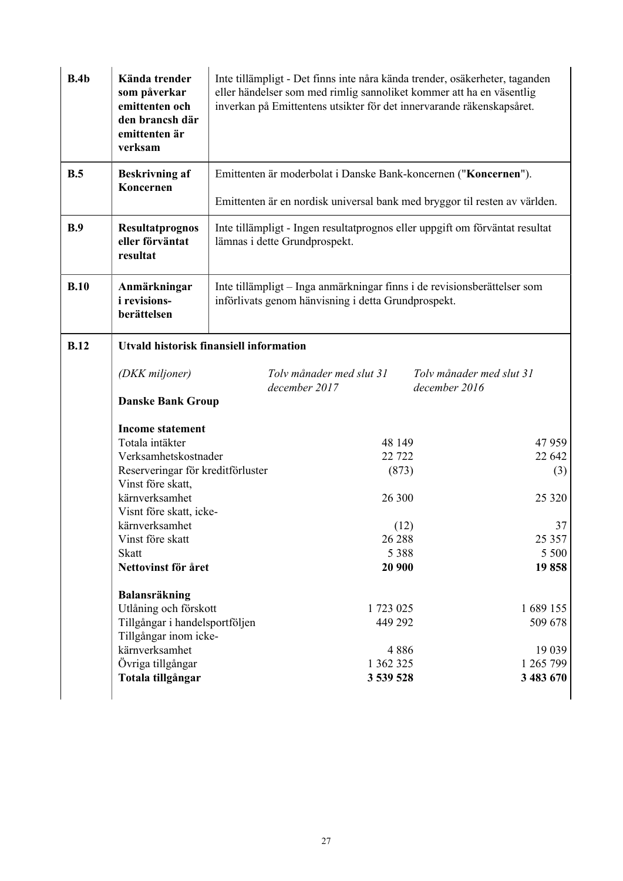| | | |
|---|---|---|
| **B.4b** | **Kända trender som påverkar emittenten och den brancsh där emittenten är verksam** | Inte tillämpligt - Det finns inte nåra kända trender, osäkerheter, taganden eller händelser som med rimlig sannoliket kommer att ha en väsentlig inverkan på Emittentens utsikter för det innervarande räkenskapsåret. |
| **B.5** | **Beskrivning af Koncernen** | Emittenten är moderbolat i Danske Bank-koncernen ("**Koncernen**").<br><br>Emittenten är en nordisk universal bank med bryggor til resten av världen. |
| **B.9** | **Resultatprognos eller förväntat resultat** | Inte tillämpligt - Ingen resultatprognos eller uppgift om förväntat resultat lämnas i dette Grundprospekt. |
| **B.10** | **Anmärkningar i revisions-berättelsen** | Inte tillämpligt – Inga anmärkningar finns i de revisionsberättelser som införlivats genom hänvisning i detta Grundprospekt. |

**B.12** **Utvald historisk finansiell information**

| *(DKK miljoner)* | *Tolv månader med slut 31 december 2017* | *Tolv månader med slut 31 december 2016* |
|---|---|---|
| **Danske Bank Group** | | |
| **Income statement** | | |
| Totala intäkter | 48 149 | 47 959 |
| Verksamhetskostnader | 22 722 | 22 642 |
| Reserveringar för kreditförluster | (873) | (3) |
| Vinst före skatt, kärnverksamhet | 26 300 | 25 320 |
| Visnt före skatt, icke-kärnverksamhet | (12) | 37 |
| Vinst före skatt | 26 288 | 25 357 |
| Skatt | 5 388 | 5 500 |
| **Nettovinst för året** | **20 900** | **19 858** |
| **Balansräkning** | | |
| Utlåning och förskott | 1 723 025 | 1 689 155 |
| Tillgångar i handelsportföljen | 449 292 | 509 678 |
| Tillgångar inom icke-kärnverksamhet | 4 886 | 19 039 |
| Övriga tillgångar | 1 362 325 | 1 265 799 |
| **Totala tillgångar** | **3 539 528** | **3 483 670** |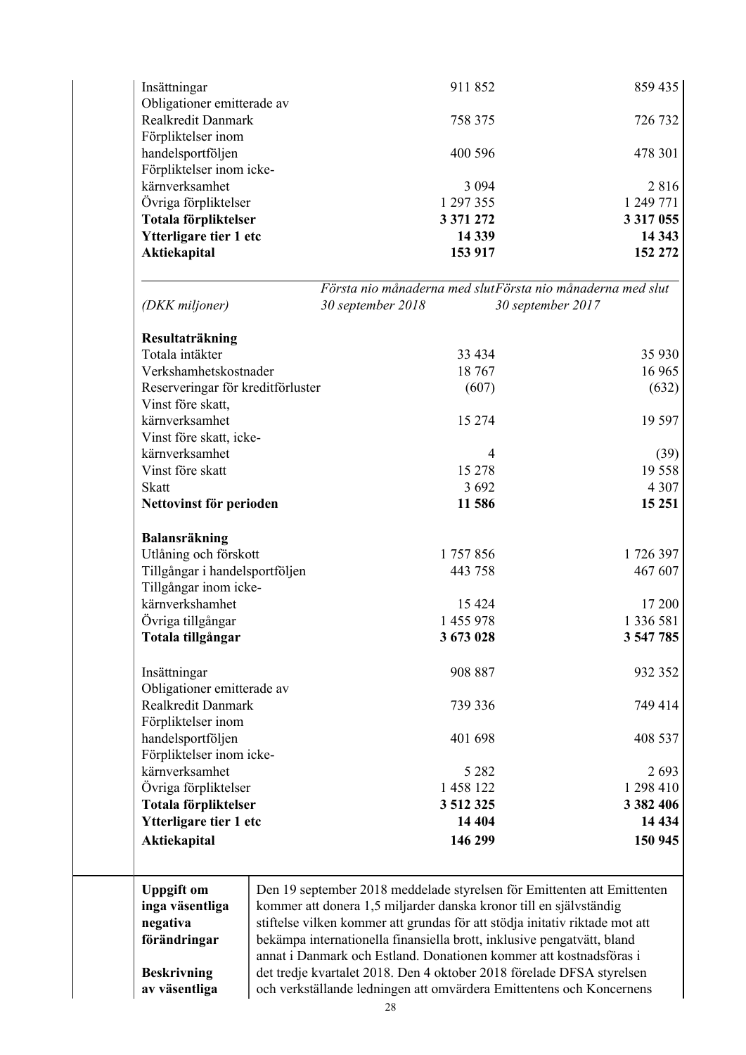| | | |
|---|---|---|
| Insättningar | 911 852 | 859 435 |
| Obligationer emitterade av Realkredit Danmark | 758 375 | 726 732 |
| Förpliktelser inom handelsportföljen | 400 596 | 478 301 |
| Förpliktelser inom icke-kärnverksamhet | 3 094 | 2 816 |
| Övriga förpliktelser | 1 297 355 | 1 249 771 |
| **Totala förpliktelser** | **3 371 272** | **3 317 055** |
| **Ytterligare tier 1 etc** | **14 339** | **14 343** |
| **Aktiekapital** | **153 917** | **152 272** |

| *(DKK miljoner)* | *Första nio månaderna med slut 30 september 2018* | *Första nio månaderna med slut 30 september 2017* |
|---|---|---|
| **Resultaträkning** | | |
| Totala intäkter | 33 434 | 35 930 |
| Verkshamhetskostnader | 18 767 | 16 965 |
| Reserveringar för kreditförluster | (607) | (632) |
| Vinst före skatt, kärnverksamhet | 15 274 | 19 597 |
| Vinst före skatt, icke-kärnverksamhet | 4 | (39) |
| Vinst före skatt | 15 278 | 19 558 |
| Skatt | 3 692 | 4 307 |
| **Nettovinst för perioden** | **11 586** | **15 251** |
| **Balansräkning** | | |
| Utlåning och förskott | 1 757 856 | 1 726 397 |
| Tillgångar i handelsportföljen | 443 758 | 467 607 |
| Tillgångar inom icke-kärnverkshamhet | 15 424 | 17 200 |
| Övriga tillgångar | 1 455 978 | 1 336 581 |
| **Totala tillgångar** | **3 673 028** | **3 547 785** |
| Insättningar | 908 887 | 932 352 |
| Obligationer emitterade av Realkredit Danmark | 739 336 | 749 414 |
| Förpliktelser inom handelsportföljen | 401 698 | 408 537 |
| Förpliktelser inom icke-kärnverksamhet | 5 282 | 2 693 |
| Övriga förpliktelser | 1 458 122 | 1 298 410 |
| **Totala förpliktelser** | **3 512 325** | **3 382 406** |
| **Ytterligare tier 1 etc** | **14 404** | **14 434** |
| **Aktiekapital** | **146 299** | **150 945** |

| | |
|---|---|
| **Uppgift om inga väsentliga negativa förändringar**<br><br>**Beskrivning av väsentliga** | Den 19 september 2018 meddelade styrelsen för Emittenten att Emittenten kommer att donera 1,5 miljarder danska kronor till en självständig stiftelse vilken kommer att grundas för att stödja initativ riktade mot att bekämpa internationella finansiella brott, inklusive pengatvätt, bland annat i Danmark och Estland. Donationen kommer att kostnadsföras i det tredje kvartalet 2018. Den 4 oktober 2018 förelade DFSA styrelsen och verkställande ledningen att omvärdera Emittentens och Koncernens |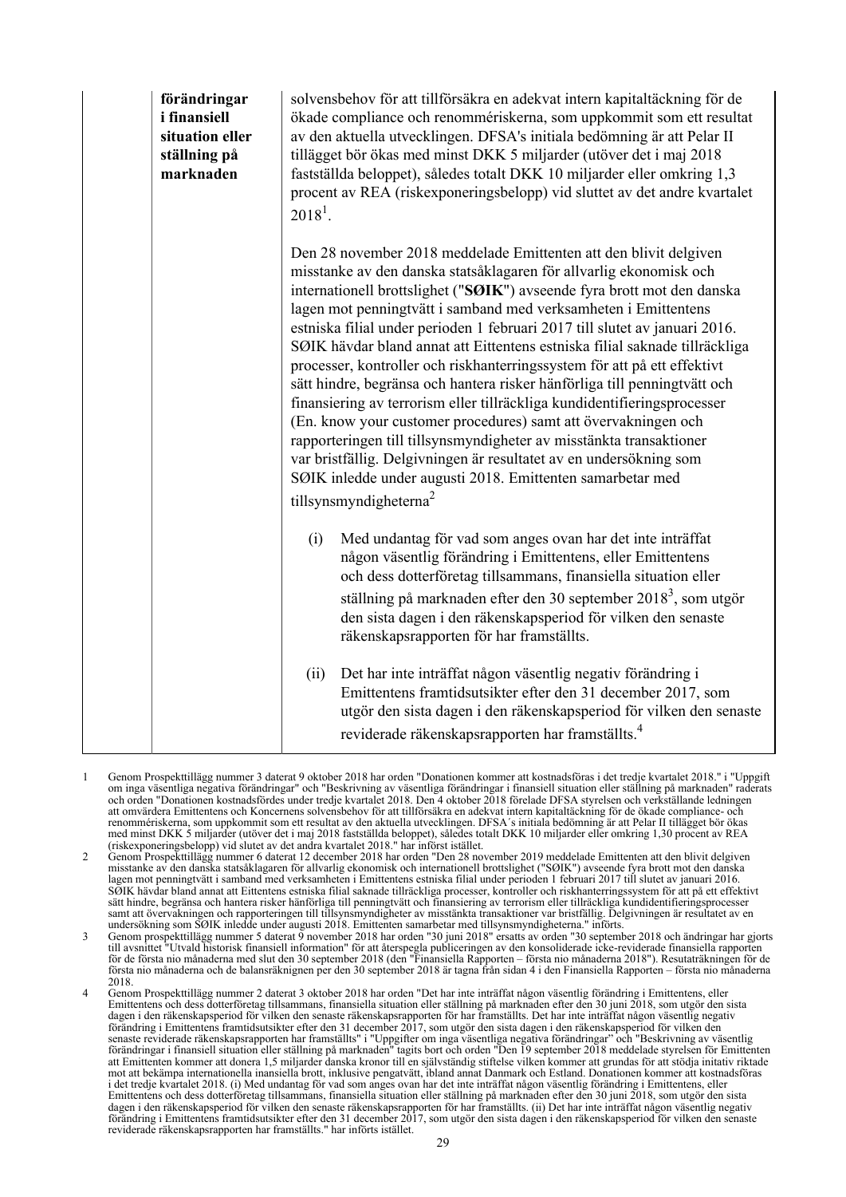| | förändringar i finansiell situation eller ställning på marknaden | solvensbehov för att tillförsäkra en adekvat intern kapitaltäckning för de ökade compliance och renommériskerna, som uppkommit som ett resultat av den aktuella utvecklingen. DFSA's initiala bedömning är att Pelar II tillägget bör ökas med minst DKK 5 miljarder (utöver det i maj 2018 fastställda beloppet), således totalt DKK 10 miljarder eller omkring 1,3 procent av REA (riskexponeringsbelopp) vid sluttet av det andre kvartalet 2018[1].<br><br>Den 28 november 2018 meddelade Emittenten att den blivit delgiven misstanke av den danska statsåklagaren för allvarlig ekonomisk och internationell brottslighet ("**SØIK**") avseende fyra brott mot den danska lagen mot penningtvätt i samband med verksamheten i Emittentens estniska filial under perioden 1 februari 2017 till slutet av januari 2016. SØIK hävdar bland annat att Eittentens estniska filial saknade tillräckliga processer, kontroller och riskhanterringssystem för att på ett effektivt sätt hindre, begränsa och hantera risker hänförliga till penningtvätt och finansiering av terrorism eller tillräckliga kundidentifieringsprocesser (En. know your customer procedures) samt att övervakningen och rapporteringen till tillsynsmyndigheter av misstänkta transaktioner var bristfällig. Delgivningen är resultatet av en undersökning som SØIK inledde under augusti 2018. Emittenten samarbetar med tillsynsmyndigheterna[2]<br><br>(i) Med undantag för vad som anges ovan har det inte inträffat någon väsentlig förändring i Emittentens, eller Emittentens och dess dotterföretag tillsammans, finansiella situation eller ställning på marknaden efter den 30 september 2018[3], som utgör den sista dagen i den räkenskapsperiod för vilken den senaste räkenskapsrapporten för har framställts.<br><br>(ii) Det har inte inträffat någon väsentlig negativ förändring i Emittentens framtidsutsikter efter den 31 december 2017, som utgör den sista dagen i den räkenskapsperiod för vilken den senaste reviderade räkenskapsrapporten har framställts.[4] |
|---|---|---|

1 Genom Prospekttillägg nummer 3 daterat 9 oktober 2018 har orden "Donationen kommer att kostnadsföras i det tredje kvartalet 2018." i "Uppgift om inga väsentliga negativa förändringar" och "Beskrivning av väsentliga förändringar i finansiell situation eller ställning på marknaden" raderats och orden "Donationen kostnadsfördes under tredje kvartalet 2018. Den 4 oktober 2018 förelade DFSA styrelsen och verkställande ledningen att omvärdera Emittentens och Koncernens solvensbehov för att tillförsäkra en adekvat intern kapitaltäckning för de ökade compliance- och renommériskerna, som uppkommit som ett resultat av den aktuella utvecklingen. DFSA´s initiala bedömning är att Pelar II tillägget bör ökas med minst DKK 5 miljarder (utöver det i maj 2018 fastställda beloppet), således totalt DKK 10 miljarder eller omkring 1,30 procent av REA (riskexponeringsbelopp) vid slutet av det andra kvartalet 2018." har införst istället.

2 Genom Prospekttillägg nummer 6 daterat 12 december 2018 har orden "Den 28 november 2019 meddelade Emittenten att den blivit delgiven misstanke av den danska statsåklagaren för allvarlig ekonomisk och internationell brottslighet ("SØIK") avseende fyra brott mot den danska lagen mot penningtvätt i samband med verksamheten i Emittentens estniska filial under perioden 1 februari 2017 till slutet av januari 2016. SØIK hävdar bland annat att Eittentens estniska filial saknade tillräckliga processer, kontroller och riskhanterringssystem för att på ett effektivt sätt hindre, begränsa och hantera risker hänförliga till penningtvätt och finansiering av terrorism eller tillräckliga kundidentifieringsprocesser samt att övervakningen och rapporteringen till tillsynsmyndigheter av misstänkta transaktioner var bristfällig. Delgivningen är resultatet av en undersökning som SØIK inledde under augusti 2018. Emittenten samarbetar med tillsynsmyndigheterna." införts.

3 Genom prospekttillägg nummer 5 daterat 9 november 2018 har orden "30 juni 2018" ersatts av orden "30 september 2018 och ändringar har gjorts till avsnittet "Utvald historisk finansiell information" för att återspegla publiceringen av den konsoliderade icke-reviderade finansiella rapporten för de första nio månaderna med slut den 30 september 2018 (den "Finansiella Rapporten – första nio månaderna 2018"). Resutaträkningen för de första nio månaderna och de balansräknignen per den 30 september 2018 är tagna från sidan 4 i den Finansiella Rapporten – första nio månaderna 2018.

4 Genom Prospekttillägg nummer 2 daterat 3 oktober 2018 har orden "Det har inte inträffat någon väsentlig förändring i Emittentens, eller Emittentens och dess dotterföretag tillsammans, finansiella situation eller ställning på marknaden efter den 30 juni 2018, som utgör den sista dagen i den räkenskapsperiod för vilken den senaste räkenskapsrapporten för har framställts. Det har inte inträffat någon väsentlig negativ förändring i Emittentens framtidsutsikter efter den 31 december 2017, som utgör den sista dagen i den räkenskapsperiod för vilken den senaste reviderade räkenskapsrapporten har framställts" i "Uppgifter om inga väsentliga negativa förändringar" och "Beskrivning av väsentlig förändringar i finansiell situation eller ställning på marknaden" tagits bort och orden "Den 19 september 2018 meddelade styrelsen för Emittenten att Emittenten kommer att donera 1,5 miljarder danska kronor till en självständig stiftelse vilken kommer att grundas för att stödja initativ riktade mot att bekämpa internationella inansiella brott, inklusive pengatvätt, ibland annat Danmark och Estland. Donationen kommer att kostnadsföras i det tredje kvartalet 2018. (i) Med undantag för vad som anges ovan har det inte inträffat någon väsentlig förändring i Emittentens, eller Emittentens och dess dotterföretag tillsammans, finansiella situation eller ställning på marknaden efter den 30 juni 2018, som utgör den sista dagen i den räkenskapsperiod för vilken den senaste räkenskapsrapporten för har framställts. (ii) Det har inte inträffat någon väsentlig negativ förändring i Emittentens framtidsutsikter efter den 31 december 2017, som utgör den sista dagen i den räkenskapsperiod för vilken den senaste reviderade räkenskapsrapporten har framställts." har införts istället.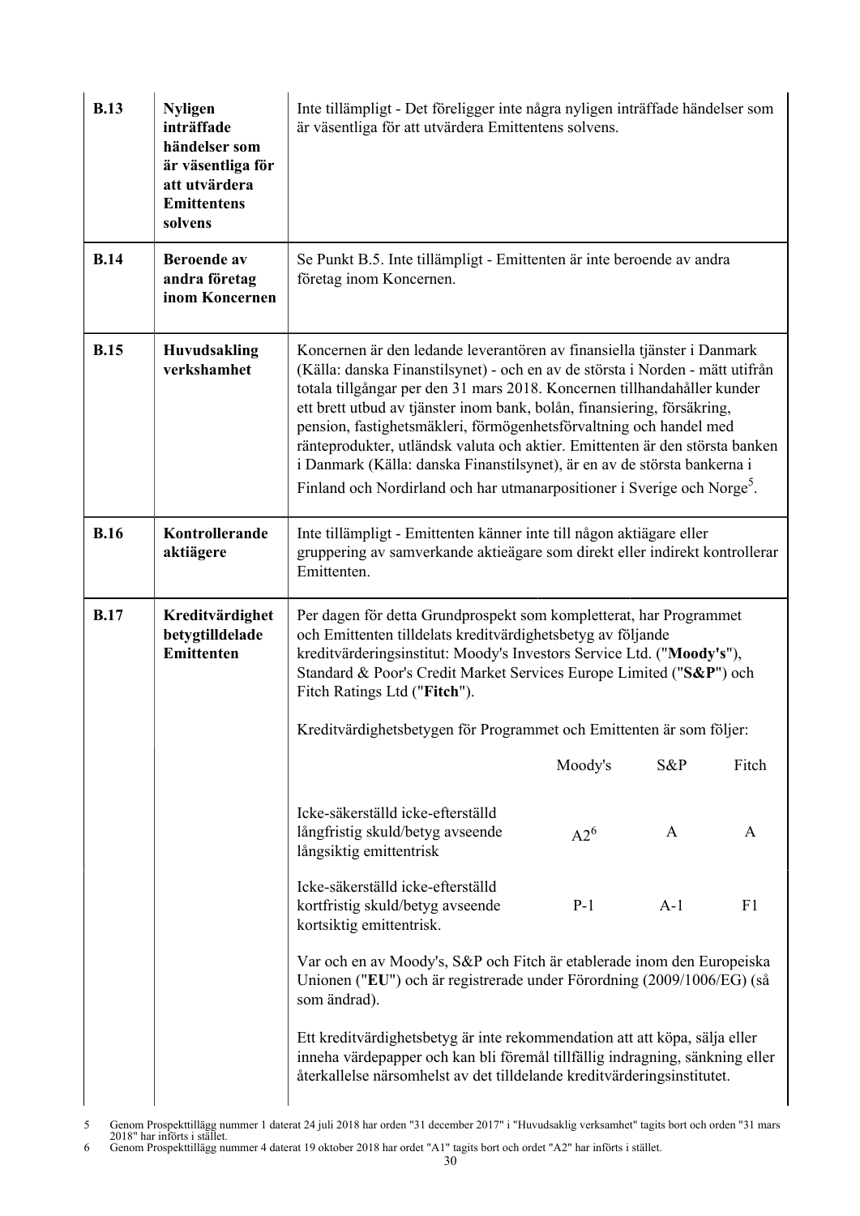| | | |
|---|---|---|
| **B.13** | **Nyligen inträffade händelser som är väsentliga för att utvärdera Emittentens solvens** | Inte tillämpligt - Det föreligger inte några nyligen inträffade händelser som är väsentliga för att utvärdera Emittentens solvens. |
| **B.14** | **Beroende av andra företag inom Koncernen** | Se Punkt B.5. Inte tillämpligt - Emittenten är inte beroende av andra företag inom Koncernen. |
| **B.15** | **Huvudsakling verkshamhet** | Koncernen är den ledande leverantören av finansiella tjänster i Danmark (Källa: danska Finanstilsynet) - och en av de största i Norden - mätt utifrån totala tillgångar per den 31 mars 2018. Koncernen tillhandahåller kunder ett brett utbud av tjänster inom bank, bolån, finansiering, försäkring, pension, fastighetsmäkleri, förmögenhetsförvaltning och handel med ränteprodukter, utländsk valuta och aktier. Emittenten är den största banken i Danmark (Källa: danska Finanstilsynet), är en av de största bankerna i Finland och Nordirland och har utmanarpositioner i Sverige och Norge[5]. |
| **B.16** | **Kontrollerande aktiägere** | Inte tillämpligt - Emittenten känner inte till någon aktiägare eller gruppering av samverkande aktieägare som direkt eller indirekt kontrollerar Emittenten. |
| **B.17** | **Kreditvärdighet betygtilldelade Emittenten** | Per dagen för detta Grundprospekt som kompletterat, har Programmet och Emittenten tilldelats kreditvärdighetsbetyg av följande kreditvärderingsinstitut: Moody's Investors Service Ltd. ("**Moody's**"), Standard & Poor's Credit Market Services Europe Limited ("**S&P**") och Fitch Ratings Ltd ("**Fitch**").<br><br>Kreditvärdighetsbetygen för Programmet och Emittenten är som följer:<br><br>Icke-säkerställd icke-efterställd långfristig skuld/betyg avseende långsiktig emittentrisk: Moody's A2[6], S&P A, Fitch A<br><br>Icke-säkerställd icke-efterställd kortfristig skuld/betyg avseende kortsiktig emittentrisk.: Moody's P-1, S&P A-1, Fitch F1<br><br>Var och en av Moody's, S&P och Fitch är etablerade inom den Europeiska Unionen ("**EU**") och är registrerade under Förordning (2009/1006/EG) (så som ändrad).<br><br>Ett kreditvärdighetsbetyg är inte rekommendation att att köpa, sälja eller inneha värdepapper och kan bli föremål tillfällig indragning, sänkning eller återkallelse närsomhelst av det tilldelande kreditvärderingsinstitutet. |

| | Moody's | S&P | Fitch |
|---|---|---|---|
| Icke-säkerställd icke-efterställd långfristig skuld/betyg avseende långsiktig emittentrisk | A2[6] | A | A |
| Icke-säkerställd icke-efterställd kortfristig skuld/betyg avseende kortsiktig emittentrisk. | P-1 | A-1 | F1 |

5 Genom Prospekttillägg nummer 1 daterat 24 juli 2018 har orden "31 december 2017" i "Huvudsaklig verksamhet" tagits bort och orden "31 mars 2018" har införts i stället.

6 Genom Prospekttillägg nummer 4 daterat 19 oktober 2018 har ordet "A1" tagits bort och ordet "A2" har införts i stället.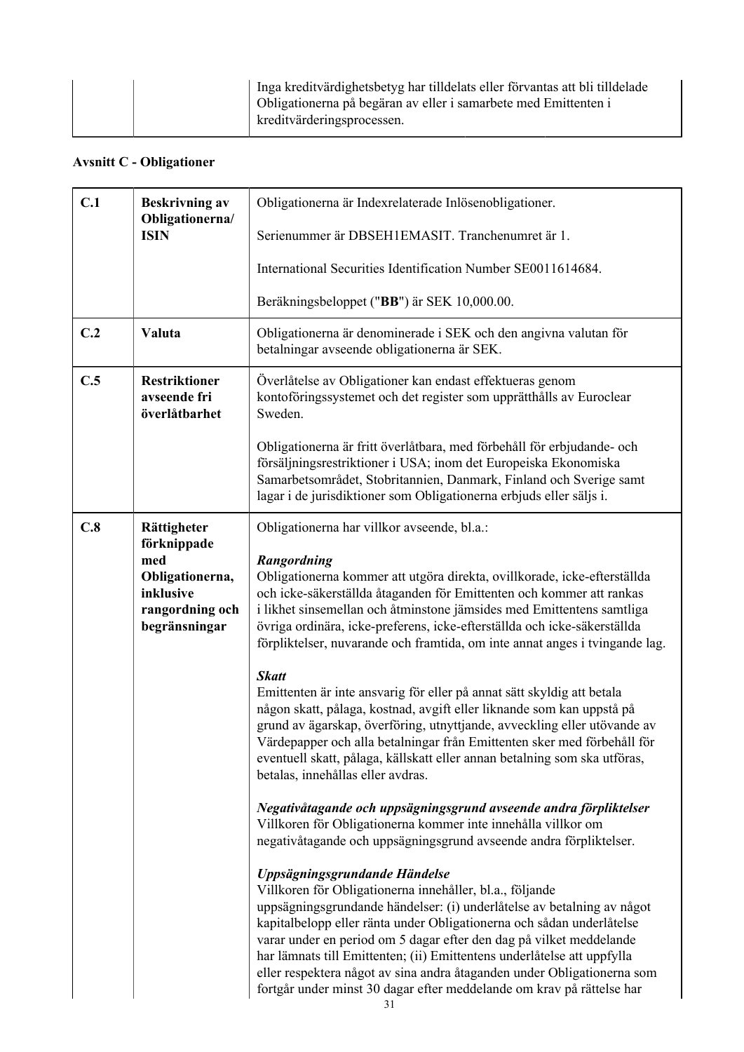| | | Inga kreditvärdighetsbetyg har tilldelats eller förväntas att bli tilldelade Obligationerna på begäran av eller i samarbete med Emittenten i kreditvärderingsprocessen. |
|---|---|---|

**Avsnitt C - Obligationer**

| | | |
|---|---|---|
| **C.1** | **Beskrivning av Obligationerna/ ISIN** | Obligationerna är Indexrelaterade Inlösenobligationer.<br><br>Serienummer är DBSEH1EMASIT. Tranchenumret är 1.<br><br>International Securities Identification Number SE0011614684.<br><br>Beräkningsbeloppet ("**BB**") är SEK 10,000.00. |
| **C.2** | **Valuta** | Obligationerna är denominerade i SEK och den angivna valutan för betalningar avseende obligationerna är SEK. |
| **C.5** | **Restriktioner avseende fri överlåtbarhet** | Överlåtelse av Obligationer kan endast effektueras genom kontoföringssystemet och det register som upprätthålls av Euroclear Sweden.<br><br>Obligationerna är fritt överlåtbara, med förbehåll för erbjudande- och försäljningsrestriktioner i USA; inom det Europeiska Ekonomiska Samarbetsområdet, Stobritannien, Danmark, Finland och Sverige samt lagar i de jurisdiktioner som Obligationerna erbjuds eller säljs i. |
| **C.8** | **Rättigheter förknippade med Obligationerna, inklusive rangordning och begränsningar** | Obligationerna har villkor avseende, bl.a.:<br><br>***Rangordning***<br>Obligationerna kommer att utgöra direkta, ovillkorade, icke-efterställda och icke-säkerställda åtaganden för Emittenten och kommer att rankas i likhet sinsemellan och åtminstone jämsides med Emittentens samtliga övriga ordinära, icke-preferens, icke-efterställda och icke-säkerställda förpliktelser, nuvarande och framtida, om inte annat anges i tvingande lag.<br><br>***Skatt***<br>Emittenten är inte ansvarig för eller på annat sätt skyldig att betala någon skatt, pålaga, kostnad, avgift eller liknande som kan uppstå på grund av ägarskap, överföring, utnyttjande, avveckling eller utövande av Värdepapper och alla betalningar från Emittenten sker med förbehåll för eventuell skatt, pålaga, källskatt eller annan betalning som ska utföras, betalas, innehållas eller avdras.<br><br>***Negativåtagande och uppsägningsgrund avseende andra förpliktelser***<br>Villkoren för Obligationerna kommer inte innehålla villkor om negativåtagande och uppsägningsgrund avseende andra förpliktelser.<br><br>***Uppsägningsgrundande Händelse***<br>Villkoren för Obligationerna innehåller, bl.a., följande uppsägningsgrundande händelser: (i) underlåtelse av betalning av något kapitalbelopp eller ränta under Obligationerna och sådan underlåtelse varar under en period om 5 dagar efter den dag på vilket meddelande har lämnats till Emittenten; (ii) Emittentens underlåtelse att uppfylla eller respektera något av sina andra åtaganden under Obligationerna som fortgår under minst 30 dagar efter meddelande om krav på rättelse har |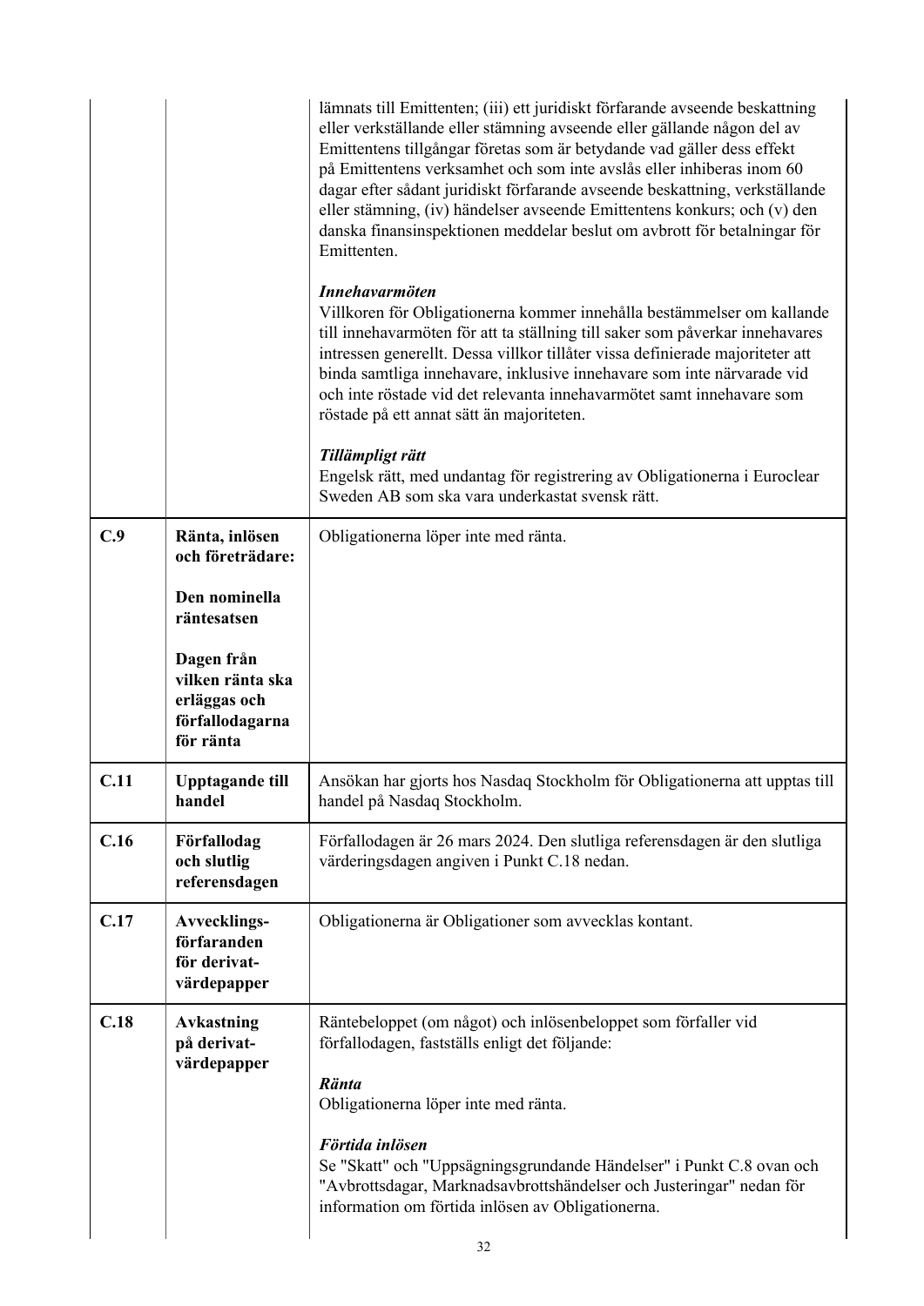| | | |
|---|---|---|
| | | lämnats till Emittenten; (iii) ett juridiskt förfarande avseende beskattning eller verkställande eller stämning avseende eller gällande någon del av Emittentens tillgångar företas som är betydande vad gäller dess effekt på Emittentens verksamhet och som inte avslås eller inhiberas inom 60 dagar efter sådant juridiskt förfarande avseende beskattning, verkställande eller stämning, (iv) händelser avseende Emittentens konkurs; och (v) den danska finansinspektionen meddelar beslut om avbrott för betalningar för Emittenten.<br><br>***Innehavarmöten***<br>Villkoren för Obligationerna kommer innehålla bestämmelser om kallande till innehavarmöten för att ta ställning till saker som påverkar innehavares intressen generellt. Dessa villkor tillåter vissa definierade majoriteter att binda samtliga innehavare, inklusive innehavare som inte närvarade vid och inte röstade vid det relevanta innehavarmötet samt innehavare som röstade på ett annat sätt än majoriteten.<br><br>***Tillämpligt rätt***<br>Engelsk rätt, med undantag för registrering av Obligationerna i Euroclear Sweden AB som ska vara underkastat svensk rätt. |
| **C.9** | **Ränta, inlösen och företrädare:**<br><br>**Den nominella räntesatsen**<br><br>**Dagen från vilken ränta ska erläggas och förfallodagarna för ränta** | Obligationerna löper inte med ränta. |
| **C.11** | **Upptagande till handel** | Ansökan har gjorts hos Nasdaq Stockholm för Obligationerna att upptas till handel på Nasdaq Stockholm. |
| **C.16** | **Förfallodag och slutlig referensdagen** | Förfallodagen är 26 mars 2024. Den slutliga referensdagen är den slutliga värderingsdagen angiven i Punkt C.18 nedan. |
| **C.17** | **Avvecklings-förfaranden för derivat-värdepapper** | Obligationerna är Obligationer som avvecklas kontant. |
| **C.18** | **Avkastning på derivat-värdepapper** | Räntebeloppet (om något) och inlösenbeloppet som förfaller vid förfallodagen, fastställs enligt det följande:<br><br>***Ränta***<br>Obligationerna löper inte med ränta.<br><br>***Förtida inlösen***<br>Se "Skatt" och "Uppsägningsgrundande Händelser" i Punkt C.8 ovan och "Avbrottsdagar, Marknadsavbrottshändelser och Justeringar" nedan för information om förtida inlösen av Obligationerna. |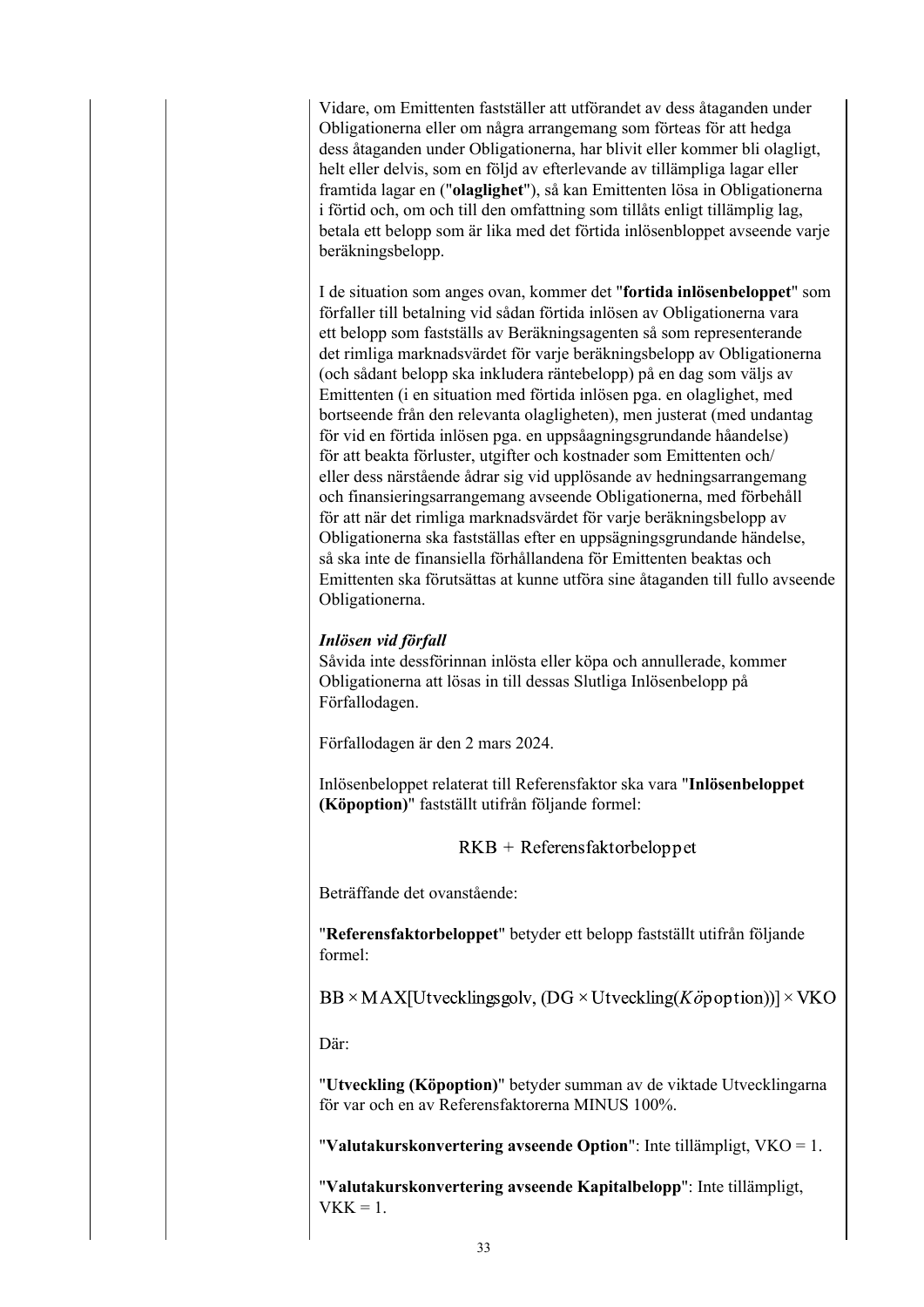Vidare, om Emittenten fastställer att utförandet av dess åtaganden under Obligationerna eller om några arrangemang som förteas för att hedga dess åtaganden under Obligationerna, har blivit eller kommer bli olagligt, helt eller delvis, som en följd av efterlevande av tillämpliga lagar eller framtida lagar en ("**olaglighet**"), så kan Emittenten lösa in Obligationerna i förtid och, om och till den omfattning som tillåts enligt tillämplig lag, betala ett belopp som är lika med det förtida inlösenbloppet avseende varje beräkningsbelopp.

I de situation som anges ovan, kommer det "**fortida inlösenbeloppet**" som förfaller till betalning vid sådan förtida inlösen av Obligationerna vara ett belopp som fastställs av Beräkningsagenten så som representerande det rimliga marknadsvärdet för varje beräkningsbelopp av Obligationerna (och sådant belopp ska inkludera räntebelopp) på en dag som väljs av Emittenten (i en situation med förtida inlösen pga. en olaglighet, med bortseende från den relevanta olagligheten), men justerat (med undantag för vid en förtida inlösen pga. en uppsåagningsgrundande håandelse) för att beakta förluster, utgifter och kostnader som Emittenten och/ eller dess närstående ådrar sig vid upplösande av hedningsarrangemang och finansieringsarrangemang avseende Obligationerna, med förbehåll för att när det rimliga marknadsvärdet för varje beräkningsbelopp av Obligationerna ska fastställas efter en uppsägningsgrundande händelse, så ska inte de finansiella förhållandena för Emittenten beaktas och Emittenten ska förutsättas at kunne utföra sine åtaganden till fullo avseende Obligationerna.

***Inlösen vid förfall***
Såvida inte dessförinnan inlösta eller köpa och annullerade, kommer Obligationerna att lösas in till dessas Slutliga Inlösenbelopp på Förfallodagen.

Förfallodagen är den 2 mars 2024.

Inlösenbeloppet relaterat till Referensfaktor ska vara "**Inlösenbeloppet (Köpoption)**" fastställt utifrån följande formel:

$$\text{RKB} + \text{Referensfaktorbeloppet}$$

Beträffande det ovanstående:

"**Referensfaktorbeloppet**" betyder ett belopp fastställt utifrån följande formel:

$$\text{BB} \times \text{MAX}[\text{Utvecklingsgolv}, (\text{DG} \times \text{Utveckling}(K\ddot{o}\text{poption}))] \times \text{VKO}$$

Där:

"**Utveckling (Köpoption)**" betyder summan av de viktade Utvecklingarna för var och en av Referensfaktorerna MINUS 100%.

"**Valutakurskonvertering avseende Option**": Inte tillämpligt, VKO = 1.

"**Valutakurskonvertering avseende Kapitalbelopp**": Inte tillämpligt, VKK = 1.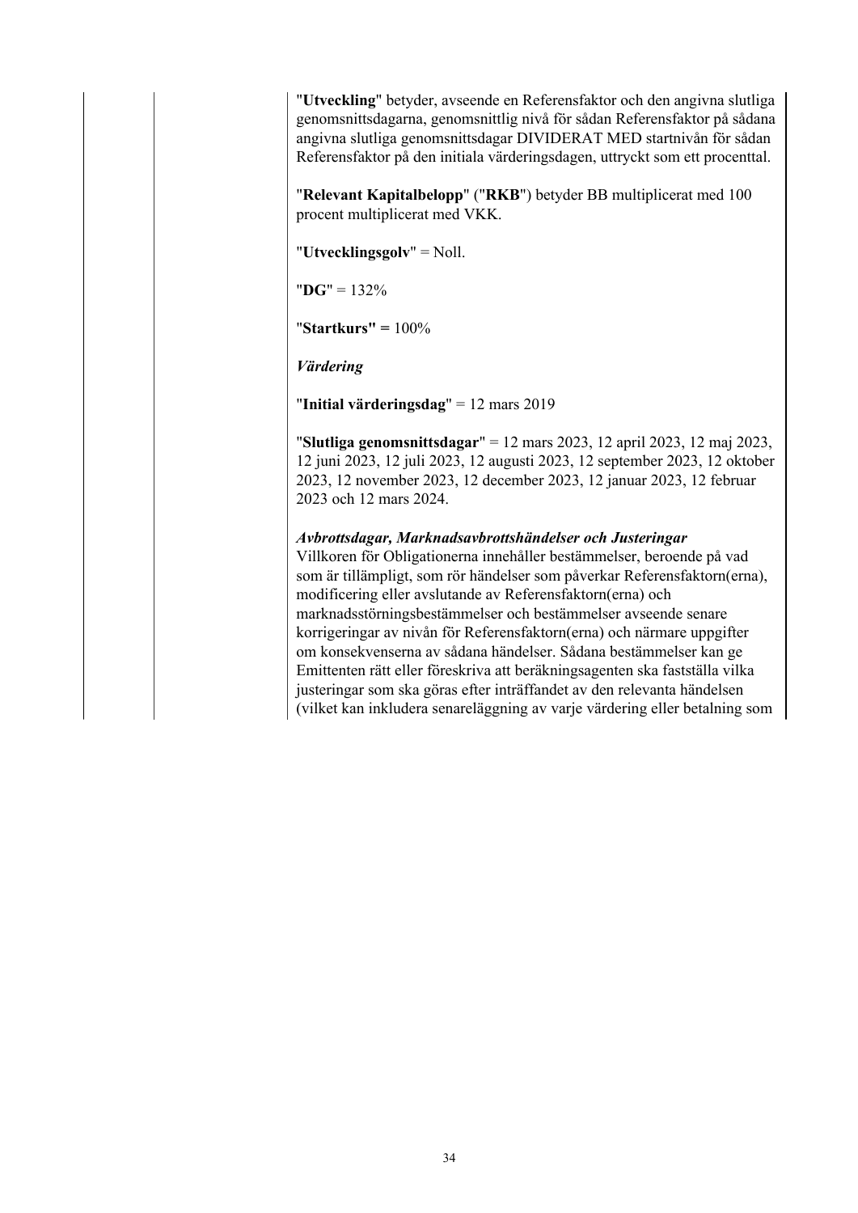"**Utveckling**" betyder, avseende en Referensfaktor och den angivna slutliga genomsnittsdagarna, genomsnittlig nivå för sådan Referensfaktor på sådana angivna slutliga genomsnittsdagar DIVIDERAT MED startnivån för sådan Referensfaktor på den initiala värderingsdagen, uttryckt som ett procenttal.

"**Relevant Kapitalbelopp**" ("**RKB**") betyder BB multiplicerat med 100 procent multiplicerat med VKK.

"**Utvecklingsgolv**" = Noll.

"**DG**" = 132%

"**Startkurs" =** 100%

***Värdering***

"**Initial värderingsdag**" = 12 mars 2019

"**Slutliga genomsnittsdagar**" = 12 mars 2023, 12 april 2023, 12 maj 2023, 12 juni 2023, 12 juli 2023, 12 augusti 2023, 12 september 2023, 12 oktober 2023, 12 november 2023, 12 december 2023, 12 januar 2023, 12 februar 2023 och 12 mars 2024.

***Avbrottsdagar, Marknadsavbrottshändelser och Justeringar***
Villkoren för Obligationerna innehåller bestämmelser, beroende på vad som är tillämpligt, som rör händelser som påverkar Referensfaktorn(erna), modificering eller avslutande av Referensfaktorn(erna) och marknadsstörningsbestämmelser och bestämmelser avseende senare korrigeringar av nivån för Referensfaktorn(erna) och närmare uppgifter om konsekvenserna av sådana händelser. Sådana bestämmelser kan ge Emittenten rätt eller föreskriva att beräkningsagenten ska fastställa vilka justeringar som ska göras efter inträffandet av den relevanta händelsen (vilket kan inkludera senareläggning av varje värdering eller betalning som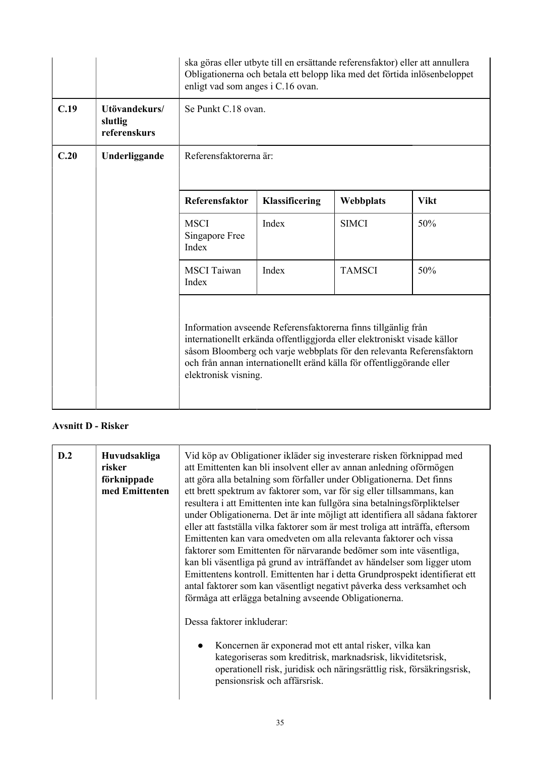| | | |
|---|---|---|
| | | ska göras eller utbyte till en ersättande referensfaktor) eller att annullera Obligationerna och betala ett belopp lika med det förtida inlösenbeloppet enligt vad som anges i C.16 ovan. |
| **C.19** | **Utövandekurs/ slutlig referenskurs** | Se Punkt C.18 ovan. |
| **C.20** | **Underliggande** | Referensfaktorerna är:<br><br>**Referensfaktor** \| **Klassificering** \| **Webbplats** \| **Vikt**<br>MSCI Singapore Free Index \| Index \| SIMCI \| 50%<br>MSCI Taiwan Index \| Index \| TAMSCI \| 50%<br><br>Information avseende Referensfaktorerna finns tillgänglig från internationellt erkända offentliggjorda eller elektroniskt visade källor såsom Bloomberg och varje webbplats för den relevanta Referensfaktorn och från annan internationellt eränd källa för offentliggörande eller elektronisk visning. |

| Referensfaktor | Klassificering | Webbplats | Vikt |
|---|---|---|---|
| MSCI Singapore Free Index | Index | SIMCI | 50% |
| MSCI Taiwan Index | Index | TAMSCI | 50% |

**Avsnitt D - Risker**

| | | |
|---|---|---|
| **D.2** | **Huvudsakliga risker förknippade med Emittenten** | Vid köp av Obligationer ikläder sig investerare risken förknippad med att Emittenten kan bli insolvent eller av annan anledning oförmögen att göra alla betalning som förfaller under Obligationerna. Det finns ett brett spektrum av faktorer som, var för sig eller tillsammans, kan resultera i att Emittenten inte kan fullgöra sina betalningsförpliktelser under Obligationerna. Det är inte möjligt att identifiera all sådana faktorer eller att fastställa vilka faktorer som är mest troliga att inträffa, eftersom Emittenten kan vara omedveten om alla relevanta faktorer och vissa faktorer som Emittenten för närvarande bedömer som inte väsentliga, kan bli väsentliga på grund av inträffandet av händelser som ligger utom Emittentens kontroll. Emittenten har i detta Grundprospekt identifierat ett antal faktorer som kan väsentligt negativt påverka dess verksamhet och förmåga att erlägga betalning avseende Obligationerna.<br><br>Dessa faktorer inkluderar:<br><br>● Koncernen är exponerad mot ett antal risker, vilka kan kategoriseras som kreditrisk, marknadsrisk, likviditetsrisk, operationell risk, juridisk och näringsrättlig risk, försäkringsrisk, pensionsrisk och affärsrisk. |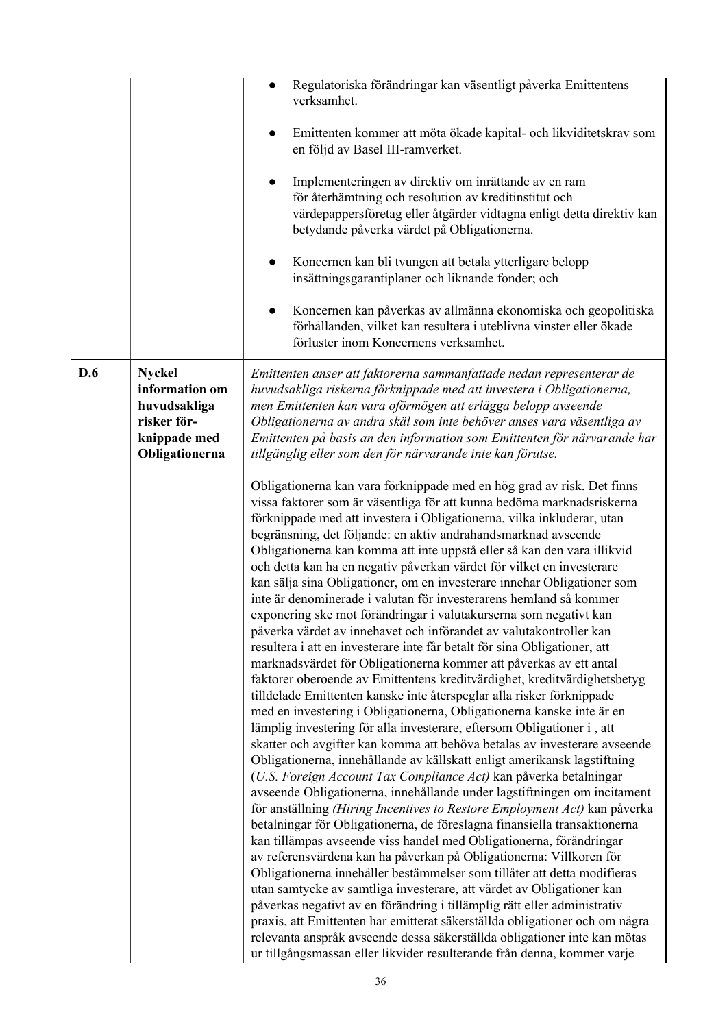| | | |
|---|---|---|
| | | ● Regulatoriska förändringar kan väsentligt påverka Emittentens verksamhet.<br><br>● Emittenten kommer att möta ökade kapital- och likviditetskrav som en följd av Basel III-ramverket.<br><br>● Implementeringen av direktiv om inrättande av en ram för återhämtning och resolution av kreditinstitut och värdepappersföretag eller åtgärder vidtagna enligt detta direktiv kan betydande påverka värdet på Obligationerna.<br><br>● Koncernen kan bli tvungen att betala ytterligare belopp insättningsgarantiplaner och liknande fonder; och<br><br>● Koncernen kan påverkas av allmänna ekonomiska och geopolitiska förhållanden, vilket kan resultera i uteblivna vinster eller ökade förluster inom Koncernens verksamhet. |
| **D.6** | **Nyckel information om huvudsakliga risker för-knippade med Obligationerna** | *Emittenten anser att faktorerna sammanfattade nedan representerar de huvudsakliga riskerna förknippade med att investera i Obligationerna, men Emittenten kan vara oförmögen att erlägga belopp avseende Obligationerna av andra skäl som inte behöver anses vara väsentliga av Emittenten på basis an den information som Emittenten för närvarande har tillgänglig eller som den för närvarande inte kan förutse.*<br><br>Obligationerna kan vara förknippade med en hög grad av risk. Det finns vissa faktorer som är väsentliga för att kunna bedöma marknadsriskerna förknippade med att investera i Obligationerna, vilka inkluderar, utan begränsning, det följande: en aktiv andrahandsmarknad avseende Obligationerna kan komma att inte uppstå eller så kan den vara illikvid och detta kan ha en negativ påverkan värdet för vilket en investerare kan sälja sina Obligationer, om en investerare innehar Obligationer som inte är denominerade i valutan för investerarens hemland så kommer exponering ske mot förändringar i valutakurserna som negativt kan påverka värdet av innehavet och införandet av valutakontroller kan resultera i att en investerare inte får betalt för sina Obligationer, att marknadsvärdet för Obligationerna kommer att påverkas av ett antal faktorer oberoende av Emittentens kreditvärdighet, kreditvärdighetsbetyg tilldelade Emittenten kanske inte återspeglar alla risker förknippade med en investering i Obligationerna, Obligationerna kanske inte är en lämplig investering för alla investerare, eftersom Obligationer i , att skatter och avgifter kan komma att behöva betalas av investerare avseende Obligationerna, innehållande av källskatt enligt amerikansk lagstiftning (*U.S. Foreign Account Tax Compliance Act)* kan påverka betalningar avseende Obligationerna, innehållande under lagstiftningen om incitament för anställning *(Hiring Incentives to Restore Employment Act)* kan påverka betalningar för Obligationerna, de föreslagna finansiella transaktionerna kan tillämpas avseende viss handel med Obligationerna, förändringar av referensvärdena kan ha påverkan på Obligationerna: Villkoren för Obligationerna innehåller bestämmelser som tillåter att detta modifieras utan samtycke av samtliga investerare, att värdet av Obligationer kan påverkas negativt av en förändring i tillämplig rätt eller administrativ praxis, att Emittenten har emitterat säkerställda obligationer och om några relevanta anspråk avseende dessa säkerställda obligationer inte kan mötas ur tillgångsmassan eller likvider resulterande från denna, kommer varje |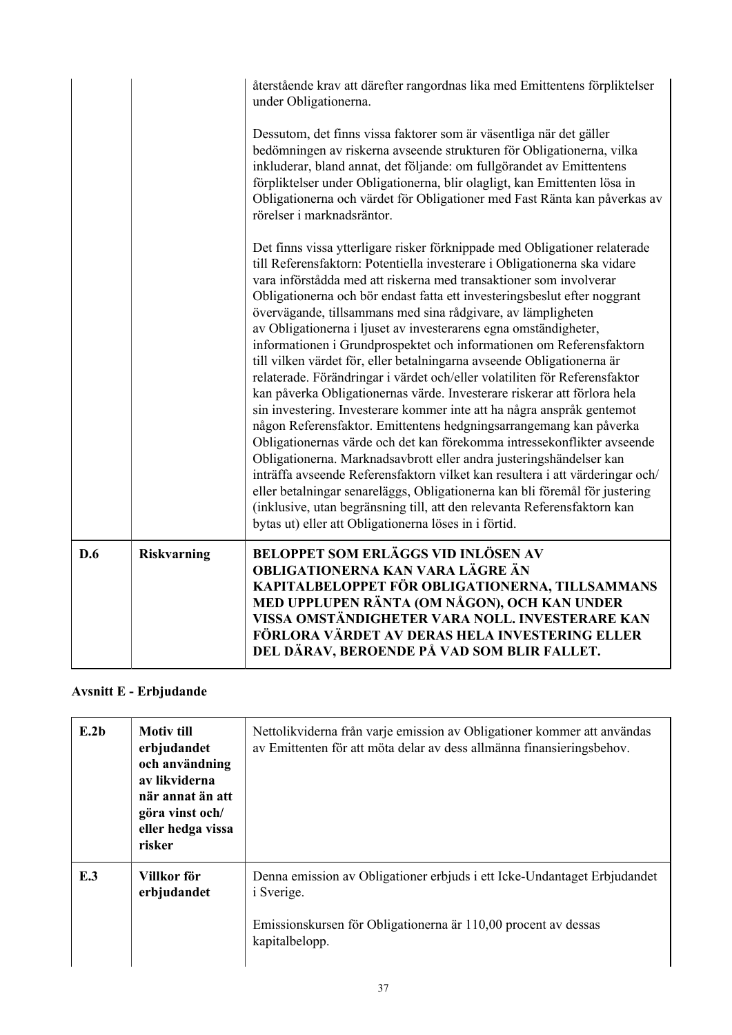| | | återstående krav att därefter rangordnas lika med Emittentens förpliktelser under Obligationerna.<br><br>Dessutom, det finns vissa faktorer som är väsentliga när det gäller bedömningen av riskerna avseende strukturen för Obligationerna, vilka inkluderar, bland annat, det följande: om fullgörandet av Emittentens förpliktelser under Obligationerna, blir olagligt, kan Emittenten lösa in Obligationerna och värdet för Obligationer med Fast Ränta kan påverkas av rörelser i marknadsräntor.<br><br>Det finns vissa ytterligare risker förknippade med Obligationer relaterade till Referensfaktorn: Potentiella investerare i Obligationerna ska vidare vara införstådda med att riskerna med transaktioner som involverar Obligationerna och bör endast fatta ett investeringsbeslut efter noggrant övervägande, tillsammans med sina rådgivare, av lämpligheten av Obligationerna i ljuset av investerarens egna omständigheter, informationen i Grundprospektet och informationen om Referensfaktorn till vilken värdet för, eller betalningarna avseende Obligationerna är relaterade. Förändringar i värdet och/eller volatiliten för Referensfaktor kan påverka Obligationernas värde. Investerare riskerar att förlora hela sin investering. Investerare kommer inte att ha några anspråk gentemot någon Referensfaktor. Emittentens hedgningsarrangemang kan påverka Obligationernas värde och det kan förekomma intressekonflikter avseende Obligationerna. Marknadsavbrott eller andra justeringshändelser kan inträffa avseende Referensfaktorn vilket kan resultera i att värderingar och/eller betalningar senareläggs, Obligationerna kan bli föremål för justering (inklusive, utan begränsning till, att den relevanta Referensfaktorn kan bytas ut) eller att Obligationerna löses in i förtid. |
|---|---|---|
| **D.6** | **Riskvarning** | **BELOPPET SOM ERLÄGGS VID INLÖSEN AV OBLIGATIONERNA KAN VARA LÄGRE ÄN KAPITALBELOPPET FÖR OBLIGATIONERNA, TILLSAMMANS MED UPPLUPEN RÄNTA (OM NÅGON), OCH KAN UNDER VISSA OMSTÄNDIGHETER VARA NOLL. INVESTERARE KAN FÖRLORA VÄRDET AV DERAS HELA INVESTERING ELLER DEL DÄRAV, BEROENDE PÅ VAD SOM BLIR FALLET.** |

**Avsnitt E - Erbjudande**

| | | |
|---|---|---|
| **E.2b** | **Motiv till erbjudandet och användning av likviderna när annat än att göra vinst och/ eller hedga vissa risker** | Nettolikviderna från varje emission av Obligationer kommer att användas av Emittenten för att möta delar av dess allmänna finansieringsbehov. |
| **E.3** | **Villkor för erbjudandet** | Denna emission av Obligationer erbjuds i ett Icke-Undantaget Erbjudandet i Sverige.<br><br>Emissionskursen för Obligationerna är 110,00 procent av dessas kapitalbelopp. |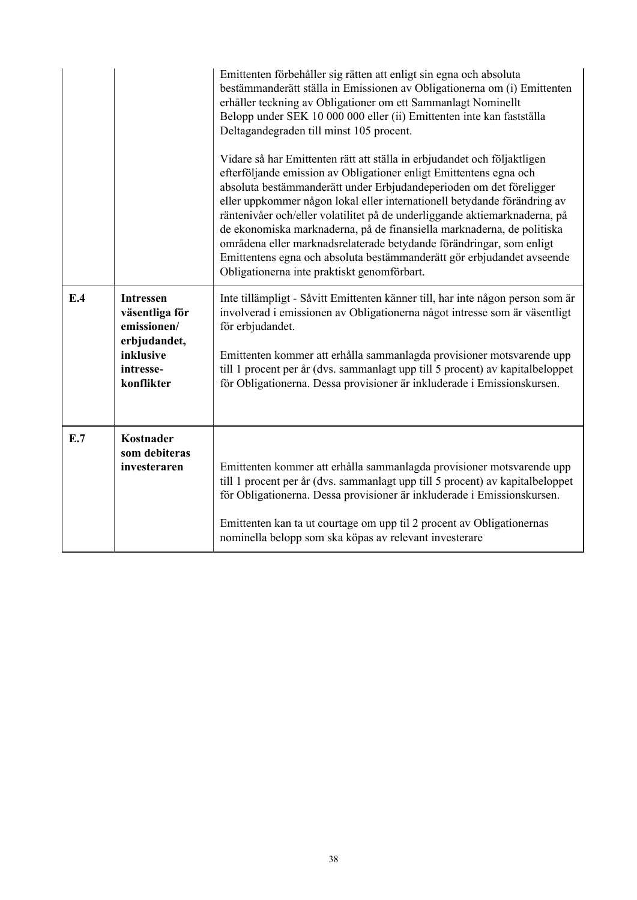| | | |
|---|---|---|
| | | Emittenten förbehåller sig rätten att enligt sin egna och absoluta bestämmanderätt ställa in Emissionen av Obligationerna om (i) Emittenten erhåller teckning av Obligationer om ett Sammanlagt Nominellt Belopp under SEK 10 000 000 eller (ii) Emittenten inte kan fastställa Deltagandegraden till minst 105 procent.<br><br>Vidare så har Emittenten rätt att ställa in erbjudandet och följaktligen efterföljande emission av Obligationer enligt Emittentens egna och absoluta bestämmanderätt under Erbjudandeperioden om det föreligger eller uppkommer någon lokal eller internationell betydande förändring av räntenivåer och/eller volatilitet på de underliggande aktiemarknaderna, på de ekonomiska marknaderna, på de finansiella marknaderna, de politiska områdena eller marknadsrelaterade betydande förändringar, som enligt Emittentens egna och absoluta bestämmanderätt gör erbjudandet avseende Obligationerna inte praktiskt genomförbart. |
| **E.4** | **Intressen väsentliga för emissionen/ erbjudandet, inklusive intresse-konflikter** | Inte tillämpligt - Såvitt Emittenten känner till, har inte någon person som är involverad i emissionen av Obligationerna något intresse som är väsentligt för erbjudandet.<br><br>Emittenten kommer att erhålla sammanlagda provisioner motsvarende upp till 1 procent per år (dvs. sammanlagt upp till 5 procent) av kapitalbeloppet för Obligationerna. Dessa provisioner är inkluderade i Emissionskursen. |
| **E.7** | **Kostnader som debiteras investeraren** | Emittenten kommer att erhålla sammanlagda provisioner motsvarende upp till 1 procent per år (dvs. sammanlagt upp till 5 procent) av kapitalbeloppet för Obligationerna. Dessa provisioner är inkluderade i Emissionskursen.<br><br>Emittenten kan ta ut courtage om upp til 2 procent av Obligationernas nominella belopp som ska köpas av relevant investerare |